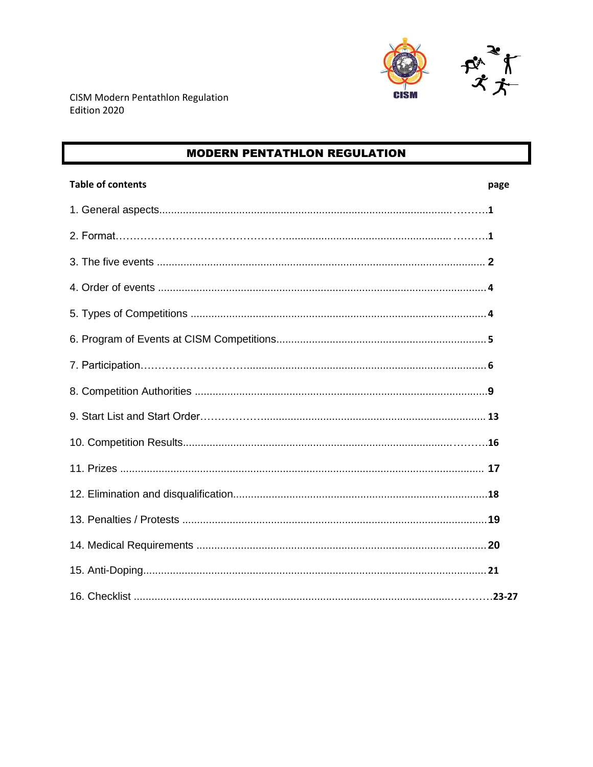CISM Modern Pentathlon Regulation
Edition 2020

# MODERN PENTATHLON REGULATION

| **Table of contents** | **page** |
| --- | --- |
| 1. General aspects | **1** |
| 2. Format | **1** |
| 3. The five events | **2** |
| 4. Order of events | **4** |
| 5. Types of Competitions | **4** |
| 6. Program of Events at CISM Competitions | **5** |
| 7. Participation | **6** |
| 8. Competition Authorities | **9** |
| 9. Start List and Start Order | **13** |
| 10. Competition Results | **16** |
| 11. Prizes | **17** |
| 12. Elimination and disqualification | **18** |
| 13. Penalties / Protests | **19** |
| 14. Medical Requirements | **20** |
| 15. Anti-Doping | **21** |
| 16. Checklist | **23-27** |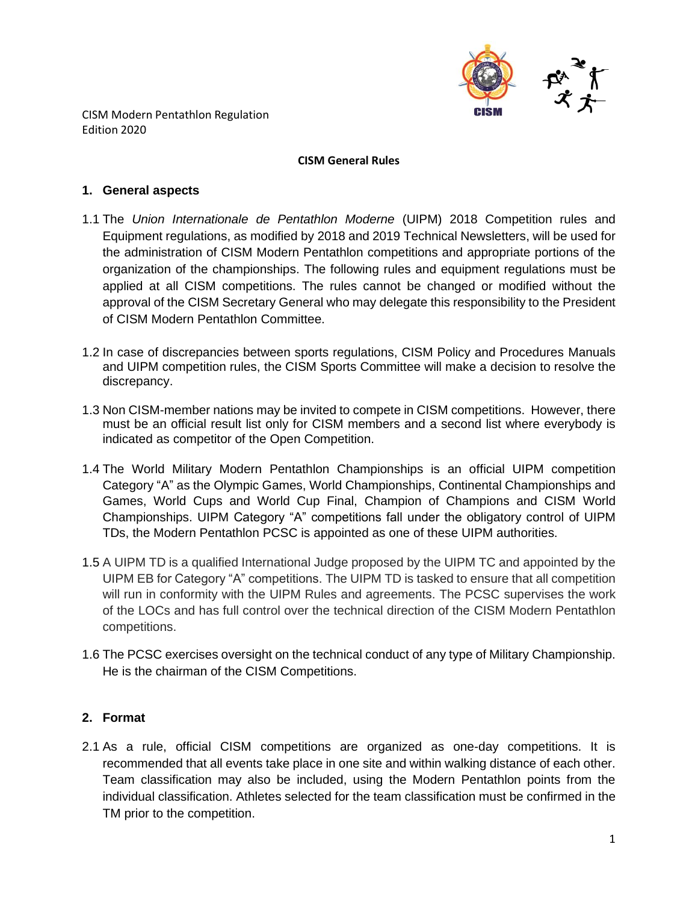CISM Modern Pentathlon Regulation
Edition 2020

**CISM General Rules**

## 1. General aspects

1.1 The *Union Internationale de Pentathlon Moderne* (UIPM) 2018 Competition rules and Equipment regulations, as modified by 2018 and 2019 Technical Newsletters, will be used for the administration of CISM Modern Pentathlon competitions and appropriate portions of the organization of the championships. The following rules and equipment regulations must be applied at all CISM competitions. The rules cannot be changed or modified without the approval of the CISM Secretary General who may delegate this responsibility to the President of CISM Modern Pentathlon Committee.

1.2 In case of discrepancies between sports regulations, CISM Policy and Procedures Manuals and UIPM competition rules, the CISM Sports Committee will make a decision to resolve the discrepancy.

1.3 Non CISM-member nations may be invited to compete in CISM competitions. However, there must be an official result list only for CISM members and a second list where everybody is indicated as competitor of the Open Competition.

1.4 The World Military Modern Pentathlon Championships is an official UIPM competition Category "A" as the Olympic Games, World Championships, Continental Championships and Games, World Cups and World Cup Final, Champion of Champions and CISM World Championships. UIPM Category "A" competitions fall under the obligatory control of UIPM TDs, the Modern Pentathlon PCSC is appointed as one of these UIPM authorities.

1.5 A UIPM TD is a qualified International Judge proposed by the UIPM TC and appointed by the UIPM EB for Category "A" competitions. The UIPM TD is tasked to ensure that all competition will run in conformity with the UIPM Rules and agreements. The PCSC supervises the work of the LOCs and has full control over the technical direction of the CISM Modern Pentathlon competitions.

1.6 The PCSC exercises oversight on the technical conduct of any type of Military Championship. He is the chairman of the CISM Competitions.

## 2. Format

2.1 As a rule, official CISM competitions are organized as one-day competitions. It is recommended that all events take place in one site and within walking distance of each other. Team classification may also be included, using the Modern Pentathlon points from the individual classification. Athletes selected for the team classification must be confirmed in the TM prior to the competition.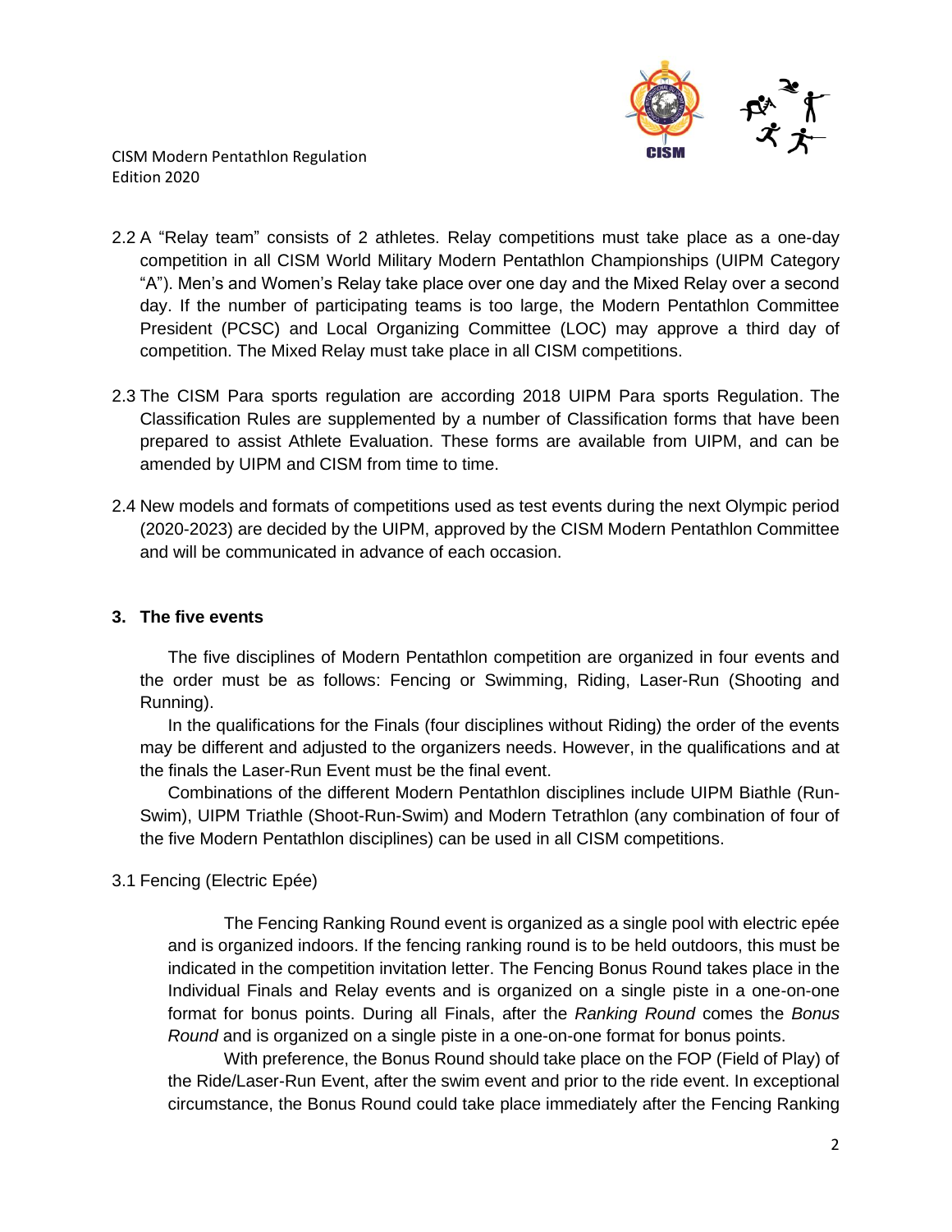2.2 A "Relay team" consists of 2 athletes. Relay competitions must take place as a one-day competition in all CISM World Military Modern Pentathlon Championships (UIPM Category "A"). Men's and Women's Relay take place over one day and the Mixed Relay over a second day. If the number of participating teams is too large, the Modern Pentathlon Committee President (PCSC) and Local Organizing Committee (LOC) may approve a third day of competition. The Mixed Relay must take place in all CISM competitions.

2.3 The CISM Para sports regulation are according 2018 UIPM Para sports Regulation. The Classification Rules are supplemented by a number of Classification forms that have been prepared to assist Athlete Evaluation. These forms are available from UIPM, and can be amended by UIPM and CISM from time to time.

2.4 New models and formats of competitions used as test events during the next Olympic period (2020-2023) are decided by the UIPM, approved by the CISM Modern Pentathlon Committee and will be communicated in advance of each occasion.

## 3. The five events

The five disciplines of Modern Pentathlon competition are organized in four events and the order must be as follows: Fencing or Swimming, Riding, Laser-Run (Shooting and Running).

In the qualifications for the Finals (four disciplines without Riding) the order of the events may be different and adjusted to the organizers needs. However, in the qualifications and at the finals the Laser-Run Event must be the final event.

Combinations of the different Modern Pentathlon disciplines include UIPM Biathle (Run-Swim), UIPM Triathle (Shoot-Run-Swim) and Modern Tetrathlon (any combination of four of the five Modern Pentathlon disciplines) can be used in all CISM competitions.

### 3.1 Fencing (Electric Epée)

The Fencing Ranking Round event is organized as a single pool with electric epée and is organized indoors. If the fencing ranking round is to be held outdoors, this must be indicated in the competition invitation letter. The Fencing Bonus Round takes place in the Individual Finals and Relay events and is organized on a single piste in a one-on-one format for bonus points. During all Finals, after the *Ranking Round* comes the *Bonus Round* and is organized on a single piste in a one-on-one format for bonus points.

With preference, the Bonus Round should take place on the FOP (Field of Play) of the Ride/Laser-Run Event, after the swim event and prior to the ride event. In exceptional circumstance, the Bonus Round could take place immediately after the Fencing Ranking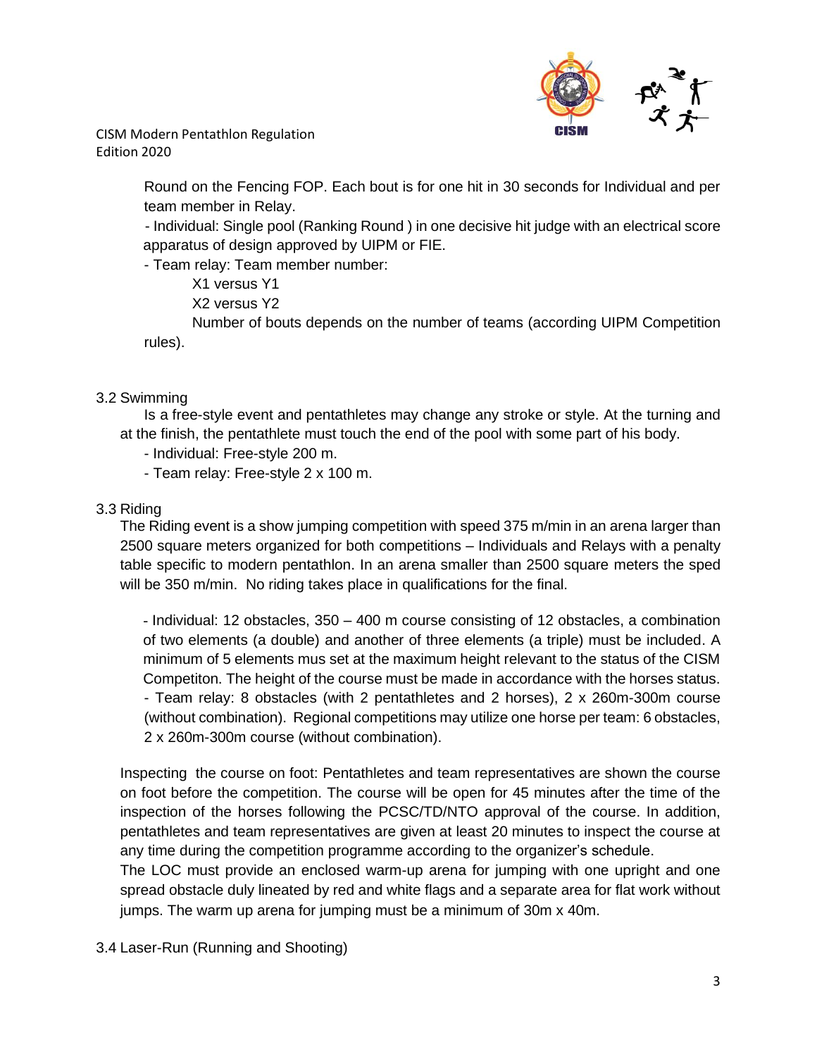Round on the Fencing FOP. Each bout is for one hit in 30 seconds for Individual and per team member in Relay.

- Individual: Single pool (Ranking Round ) in one decisive hit judge with an electrical score apparatus of design approved by UIPM or FIE.
- Team relay: Team member number:

  X1 versus Y1

  X2 versus Y2

  Number of bouts depends on the number of teams (according UIPM Competition rules).

3.2 Swimming

Is a free-style event and pentathletes may change any stroke or style. At the turning and at the finish, the pentathlete must touch the end of the pool with some part of his body.

- Individual: Free-style 200 m.
- Team relay: Free-style 2 x 100 m.

3.3 Riding

The Riding event is a show jumping competition with speed 375 m/min in an arena larger than 2500 square meters organized for both competitions – Individuals and Relays with a penalty table specific to modern pentathlon. In an arena smaller than 2500 square meters the sped will be 350 m/min. No riding takes place in qualifications for the final.

- Individual: 12 obstacles, 350 – 400 m course consisting of 12 obstacles, a combination of two elements (a double) and another of three elements (a triple) must be included. A minimum of 5 elements mus set at the maximum height relevant to the status of the CISM Competiton. The height of the course must be made in accordance with the horses status.
- Team relay: 8 obstacles (with 2 pentathletes and 2 horses), 2 x 260m-300m course (without combination). Regional competitions may utilize one horse per team: 6 obstacles, 2 x 260m-300m course (without combination).

Inspecting the course on foot: Pentathletes and team representatives are shown the course on foot before the competition. The course will be open for 45 minutes after the time of the inspection of the horses following the PCSC/TD/NTO approval of the course. In addition, pentathletes and team representatives are given at least 20 minutes to inspect the course at any time during the competition programme according to the organizer's schedule.

The LOC must provide an enclosed warm-up arena for jumping with one upright and one spread obstacle duly lineated by red and white flags and a separate area for flat work without jumps. The warm up arena for jumping must be a minimum of 30m x 40m.

3.4 Laser-Run (Running and Shooting)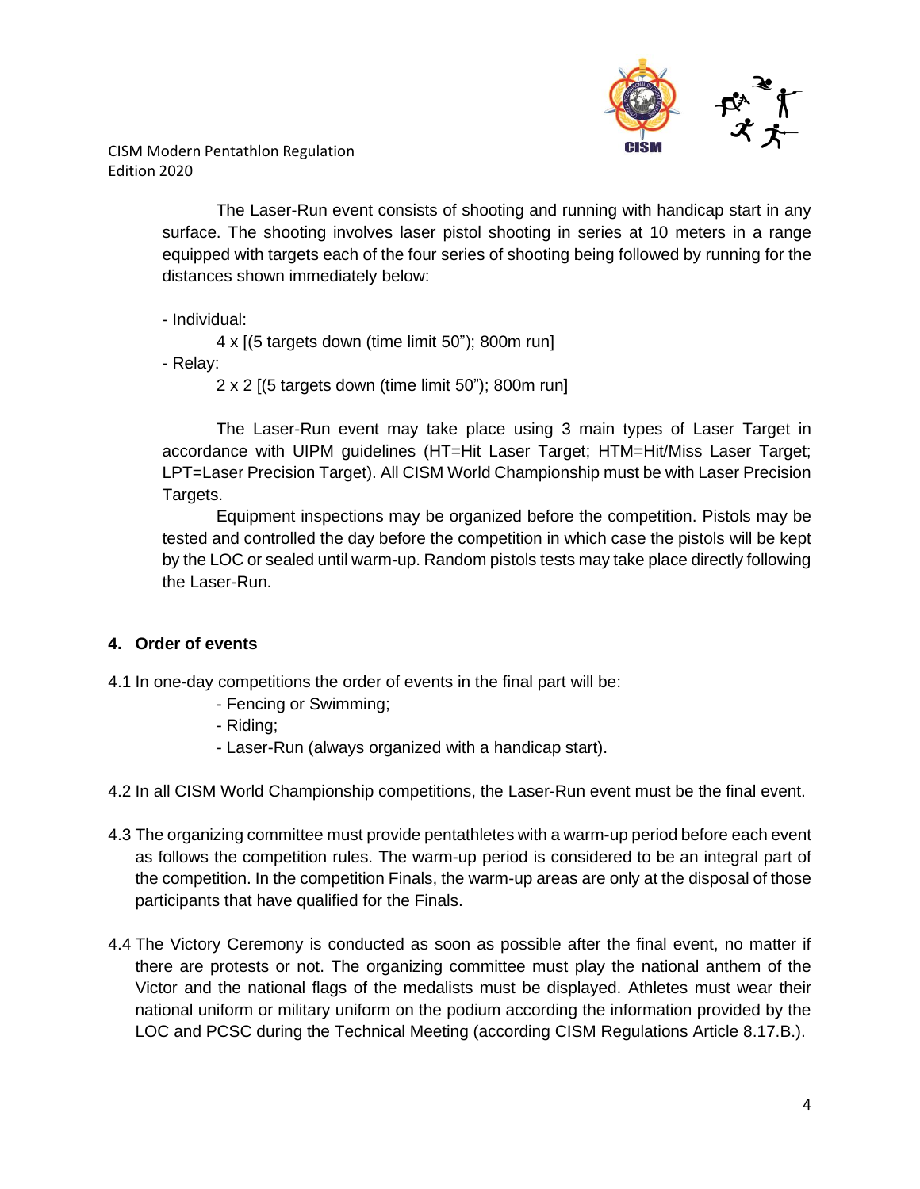The Laser-Run event consists of shooting and running with handicap start in any surface. The shooting involves laser pistol shooting in series at 10 meters in a range equipped with targets each of the four series of shooting being followed by running for the distances shown immediately below:

- Individual:

    4 x [(5 targets down (time limit 50"); 800m run]

- Relay:

    2 x 2 [(5 targets down (time limit 50"); 800m run]

The Laser-Run event may take place using 3 main types of Laser Target in accordance with UIPM guidelines (HT=Hit Laser Target; HTM=Hit/Miss Laser Target; LPT=Laser Precision Target). All CISM World Championship must be with Laser Precision Targets.

Equipment inspections may be organized before the competition. Pistols may be tested and controlled the day before the competition in which case the pistols will be kept by the LOC or sealed until warm-up. Random pistols tests may take place directly following the Laser-Run.

## 4. Order of events

4.1 In one-day competitions the order of events in the final part will be:

- Fencing or Swimming;
- Riding;
- Laser-Run (always organized with a handicap start).

4.2 In all CISM World Championship competitions, the Laser-Run event must be the final event.

4.3 The organizing committee must provide pentathletes with a warm-up period before each event as follows the competition rules. The warm-up period is considered to be an integral part of the competition. In the competition Finals, the warm-up areas are only at the disposal of those participants that have qualified for the Finals.

4.4 The Victory Ceremony is conducted as soon as possible after the final event, no matter if there are protests or not. The organizing committee must play the national anthem of the Victor and the national flags of the medalists must be displayed. Athletes must wear their national uniform or military uniform on the podium according the information provided by the LOC and PCSC during the Technical Meeting (according CISM Regulations Article 8.17.B.).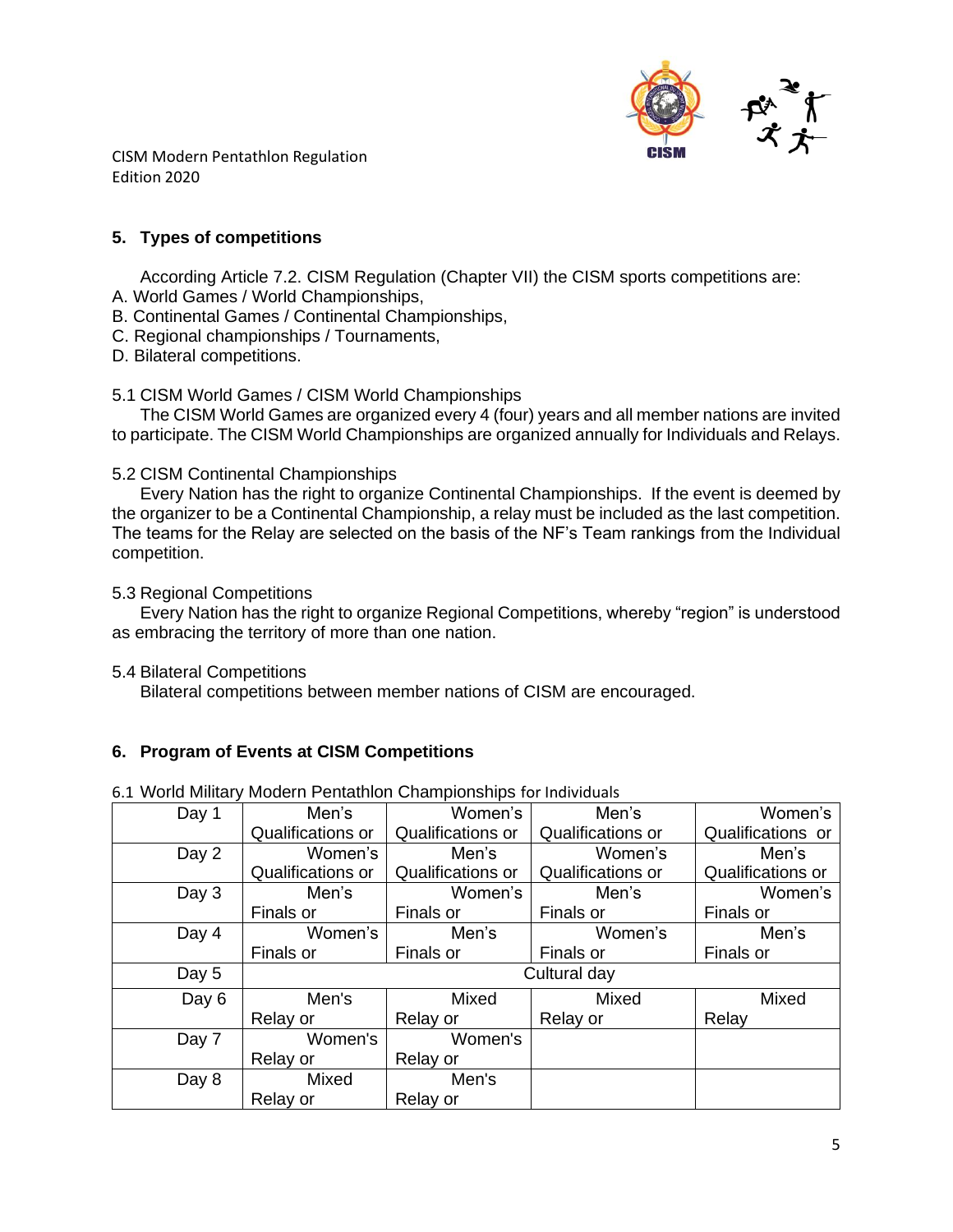## 5. Types of competitions

According Article 7.2. CISM Regulation (Chapter VII) the CISM sports competitions are:

A. World Games / World Championships,
B. Continental Games / Continental Championships,
C. Regional championships / Tournaments,
D. Bilateral competitions.

5.1 CISM World Games / CISM World Championships

The CISM World Games are organized every 4 (four) years and all member nations are invited to participate. The CISM World Championships are organized annually for Individuals and Relays.

5.2 CISM Continental Championships

Every Nation has the right to organize Continental Championships. If the event is deemed by the organizer to be a Continental Championship, a relay must be included as the last competition. The teams for the Relay are selected on the basis of the NF's Team rankings from the Individual competition.

5.3 Regional Competitions

Every Nation has the right to organize Regional Competitions, whereby "region" is understood as embracing the territory of more than one nation.

5.4 Bilateral Competitions

Bilateral competitions between member nations of CISM are encouraged.

## 6. Program of Events at CISM Competitions

6.1 World Military Modern Pentathlon Championships for Individuals

| Day 1 | Men's Qualifications or | Women's Qualifications or | Men's Qualifications or | Women's Qualifications or |
|---|---|---|---|---|
| Day 2 | Women's Qualifications or | Men's Qualifications or | Women's Qualifications or | Men's Qualifications or |
| Day 3 | Men's Finals or | Women's Finals or | Men's Finals or | Women's Finals or |
| Day 4 | Women's Finals or | Men's Finals or | Women's Finals or | Men's Finals or |
| Day 5 | Cultural day | | | |
| Day 6 | Men's Relay or | Mixed Relay or | Mixed Relay or | Mixed Relay |
| Day 7 | Women's Relay or | Women's Relay or | | |
| Day 8 | Mixed Relay or | Men's Relay or | | |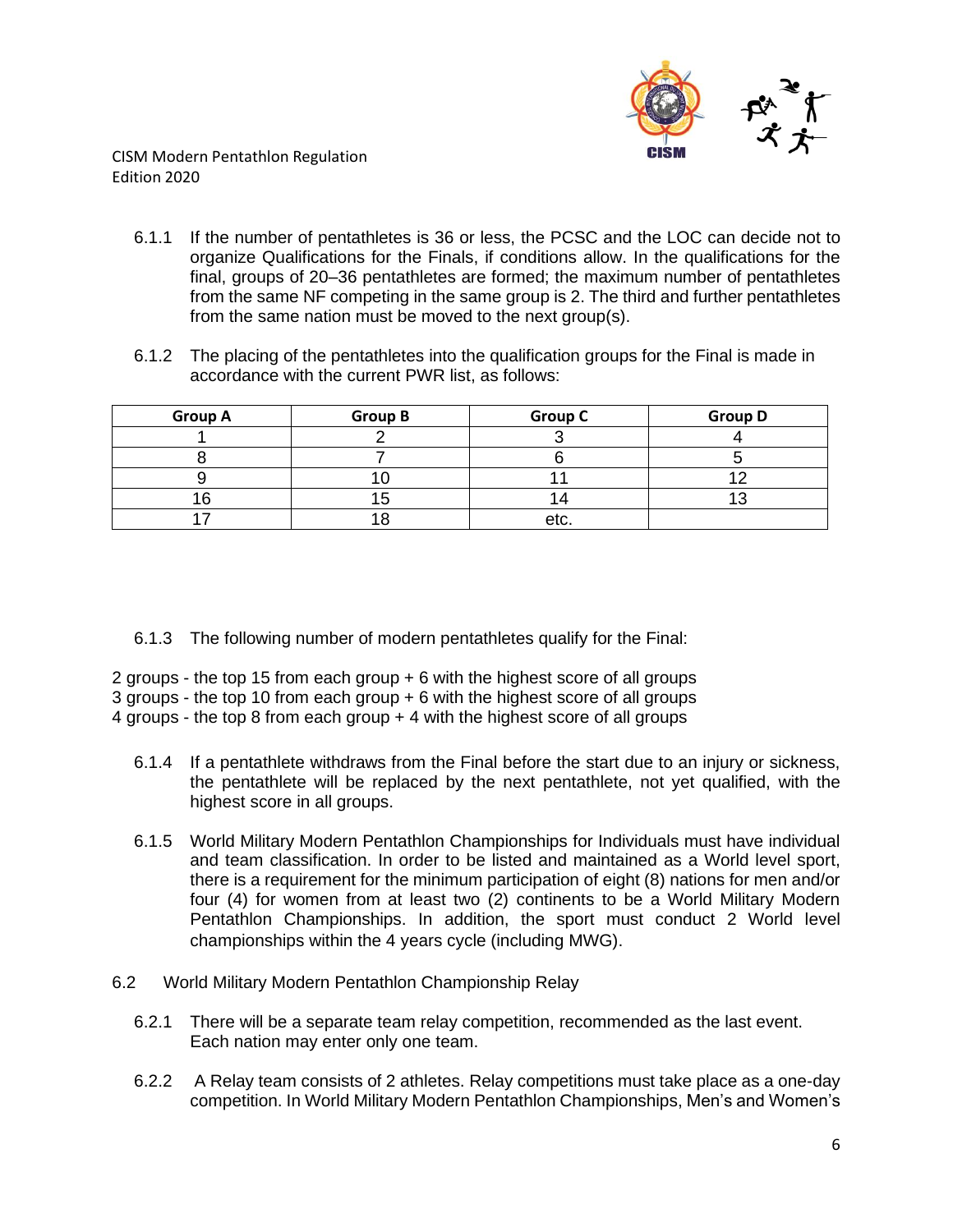6.1.1 If the number of pentathletes is 36 or less, the PCSC and the LOC can decide not to organize Qualifications for the Finals, if conditions allow. In the qualifications for the final, groups of 20–36 pentathletes are formed; the maximum number of pentathletes from the same NF competing in the same group is 2. The third and further pentathletes from the same nation must be moved to the next group(s).

6.1.2 The placing of the pentathletes into the qualification groups for the Final is made in accordance with the current PWR list, as follows:

| Group A | Group B | Group C | Group D |
|---|---|---|---|
| 1 | 2 | 3 | 4 |
| 8 | 7 | 6 | 5 |
| 9 | 10 | 11 | 12 |
| 16 | 15 | 14 | 13 |
| 17 | 18 | etc. | |

6.1.3 The following number of modern pentathletes qualify for the Final:

2 groups - the top 15 from each group + 6 with the highest score of all groups
3 groups - the top 10 from each group + 6 with the highest score of all groups
4 groups - the top 8 from each group + 4 with the highest score of all groups

6.1.4 If a pentathlete withdraws from the Final before the start due to an injury or sickness, the pentathlete will be replaced by the next pentathlete, not yet qualified, with the highest score in all groups.

6.1.5 World Military Modern Pentathlon Championships for Individuals must have individual and team classification. In order to be listed and maintained as a World level sport, there is a requirement for the minimum participation of eight (8) nations for men and/or four (4) for women from at least two (2) continents to be a World Military Modern Pentathlon Championships. In addition, the sport must conduct 2 World level championships within the 4 years cycle (including MWG).

6.2 World Military Modern Pentathlon Championship Relay

6.2.1 There will be a separate team relay competition, recommended as the last event. Each nation may enter only one team.

6.2.2 A Relay team consists of 2 athletes. Relay competitions must take place as a one-day competition. In World Military Modern Pentathlon Championships, Men's and Women's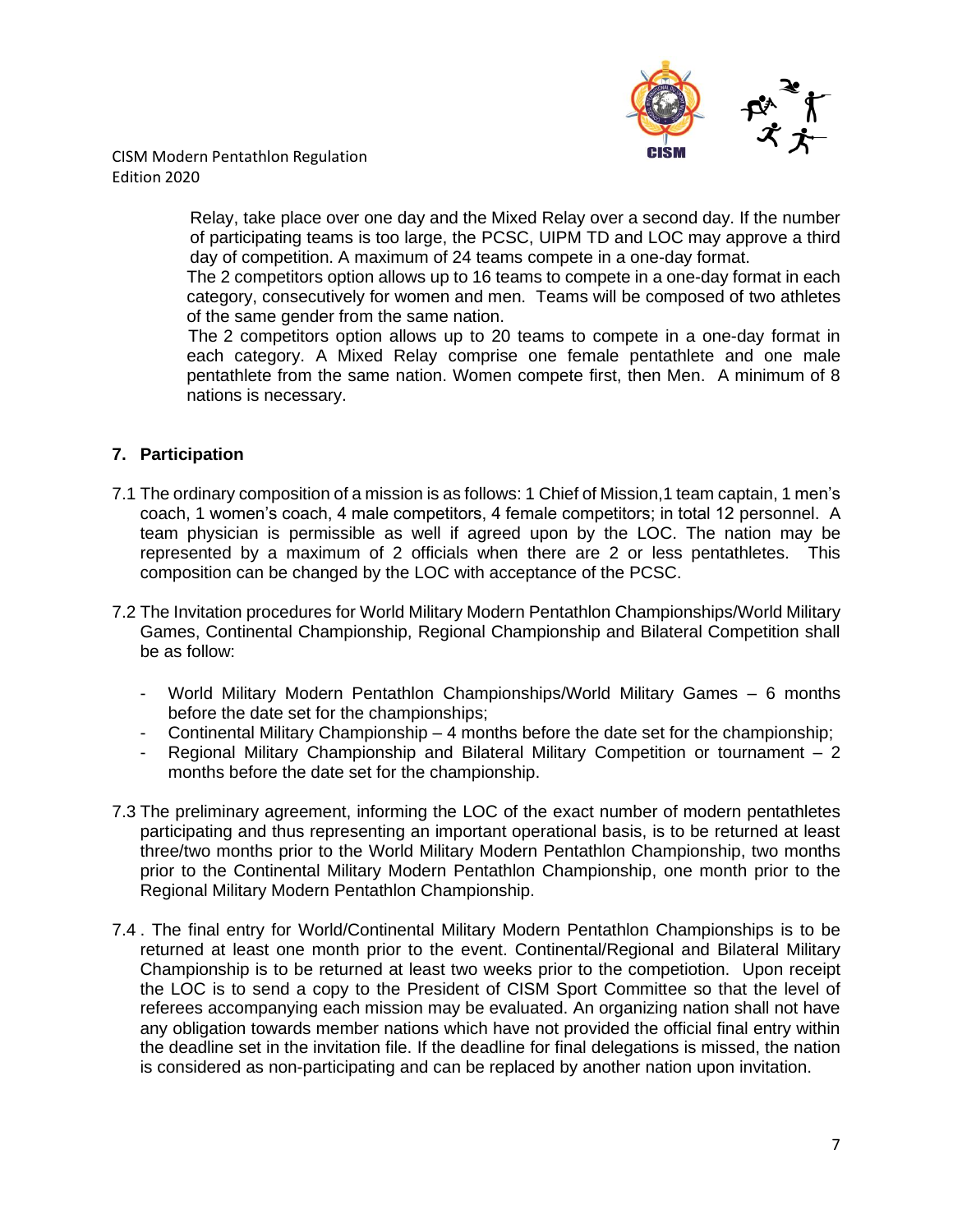Relay, take place over one day and the Mixed Relay over a second day. If the number of participating teams is too large, the PCSC, UIPM TD and LOC may approve a third day of competition. A maximum of 24 teams compete in a one-day format.

The 2 competitors option allows up to 16 teams to compete in a one-day format in each category, consecutively for women and men. Teams will be composed of two athletes of the same gender from the same nation.

The 2 competitors option allows up to 20 teams to compete in a one-day format in each category. A Mixed Relay comprise one female pentathlete and one male pentathlete from the same nation. Women compete first, then Men. A minimum of 8 nations is necessary.

## 7. Participation

7.1 The ordinary composition of a mission is as follows: 1 Chief of Mission,1 team captain, 1 men's coach, 1 women's coach, 4 male competitors, 4 female competitors; in total 12 personnel. A team physician is permissible as well if agreed upon by the LOC. The nation may be represented by a maximum of 2 officials when there are 2 or less pentathletes. This composition can be changed by the LOC with acceptance of the PCSC.

7.2 The Invitation procedures for World Military Modern Pentathlon Championships/World Military Games, Continental Championship, Regional Championship and Bilateral Competition shall be as follow:

- World Military Modern Pentathlon Championships/World Military Games – 6 months before the date set for the championships;
- Continental Military Championship – 4 months before the date set for the championship;
- Regional Military Championship and Bilateral Military Competition or tournament – 2 months before the date set for the championship.

7.3 The preliminary agreement, informing the LOC of the exact number of modern pentathletes participating and thus representing an important operational basis, is to be returned at least three/two months prior to the World Military Modern Pentathlon Championship, two months prior to the Continental Military Modern Pentathlon Championship, one month prior to the Regional Military Modern Pentathlon Championship.

7.4 . The final entry for World/Continental Military Modern Pentathlon Championships is to be returned at least one month prior to the event. Continental/Regional and Bilateral Military Championship is to be returned at least two weeks prior to the competiotion. Upon receipt the LOC is to send a copy to the President of CISM Sport Committee so that the level of referees accompanying each mission may be evaluated. An organizing nation shall not have any obligation towards member nations which have not provided the official final entry within the deadline set in the invitation file. If the deadline for final delegations is missed, the nation is considered as non-participating and can be replaced by another nation upon invitation.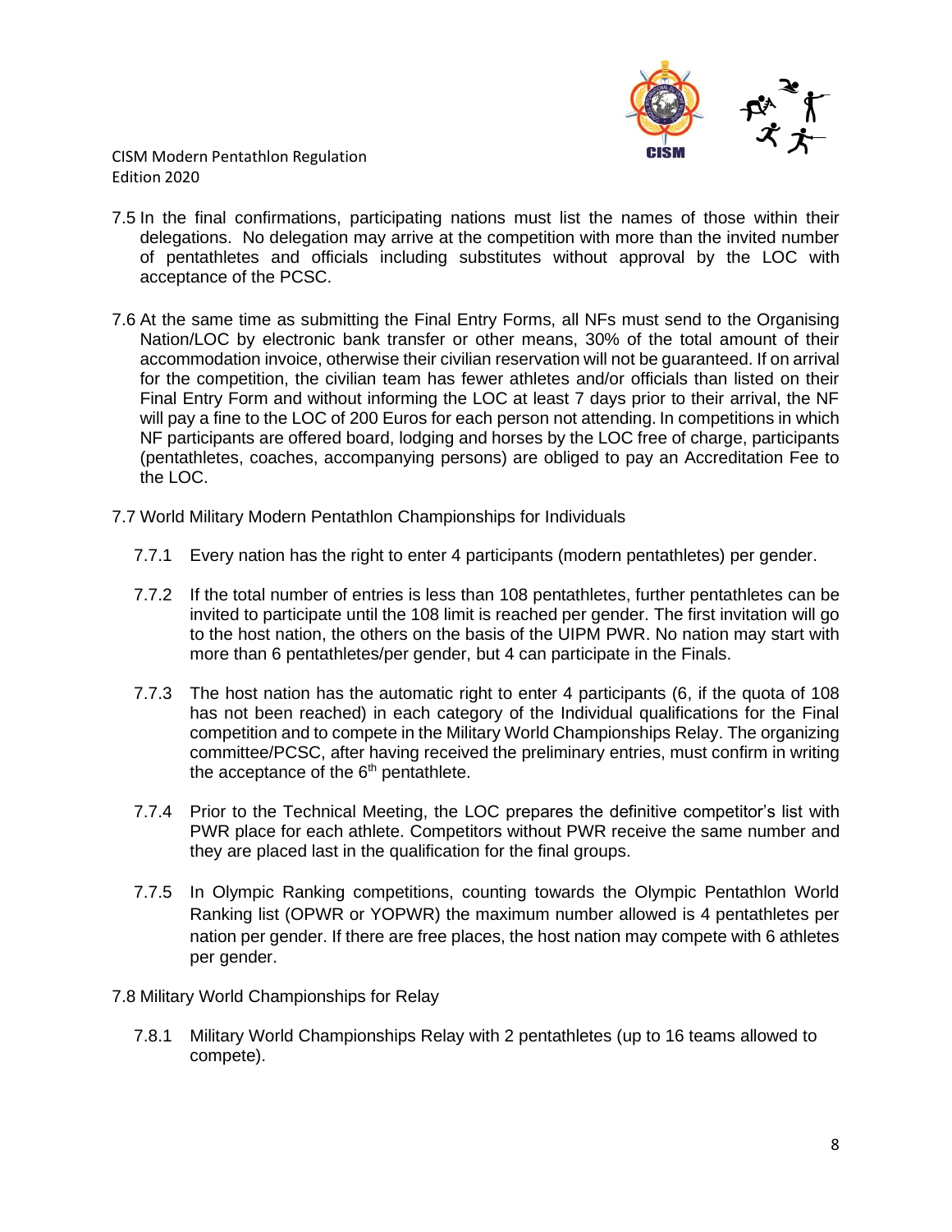7.5 In the final confirmations, participating nations must list the names of those within their delegations. No delegation may arrive at the competition with more than the invited number of pentathletes and officials including substitutes without approval by the LOC with acceptance of the PCSC.

7.6 At the same time as submitting the Final Entry Forms, all NFs must send to the Organising Nation/LOC by electronic bank transfer or other means, 30% of the total amount of their accommodation invoice, otherwise their civilian reservation will not be guaranteed. If on arrival for the competition, the civilian team has fewer athletes and/or officials than listed on their Final Entry Form and without informing the LOC at least 7 days prior to their arrival, the NF will pay a fine to the LOC of 200 Euros for each person not attending. In competitions in which NF participants are offered board, lodging and horses by the LOC free of charge, participants (pentathletes, coaches, accompanying persons) are obliged to pay an Accreditation Fee to the LOC.

7.7 World Military Modern Pentathlon Championships for Individuals

7.7.1 Every nation has the right to enter 4 participants (modern pentathletes) per gender.

7.7.2 If the total number of entries is less than 108 pentathletes, further pentathletes can be invited to participate until the 108 limit is reached per gender. The first invitation will go to the host nation, the others on the basis of the UIPM PWR. No nation may start with more than 6 pentathletes/per gender, but 4 can participate in the Finals.

7.7.3 The host nation has the automatic right to enter 4 participants (6, if the quota of 108 has not been reached) in each category of the Individual qualifications for the Final competition and to compete in the Military World Championships Relay. The organizing committee/PCSC, after having received the preliminary entries, must confirm in writing the acceptance of the 6th pentathlete.

7.7.4 Prior to the Technical Meeting, the LOC prepares the definitive competitor's list with PWR place for each athlete. Competitors without PWR receive the same number and they are placed last in the qualification for the final groups.

7.7.5 In Olympic Ranking competitions, counting towards the Olympic Pentathlon World Ranking list (OPWR or YOPWR) the maximum number allowed is 4 pentathletes per nation per gender. If there are free places, the host nation may compete with 6 athletes per gender.

7.8 Military World Championships for Relay

7.8.1 Military World Championships Relay with 2 pentathletes (up to 16 teams allowed to compete).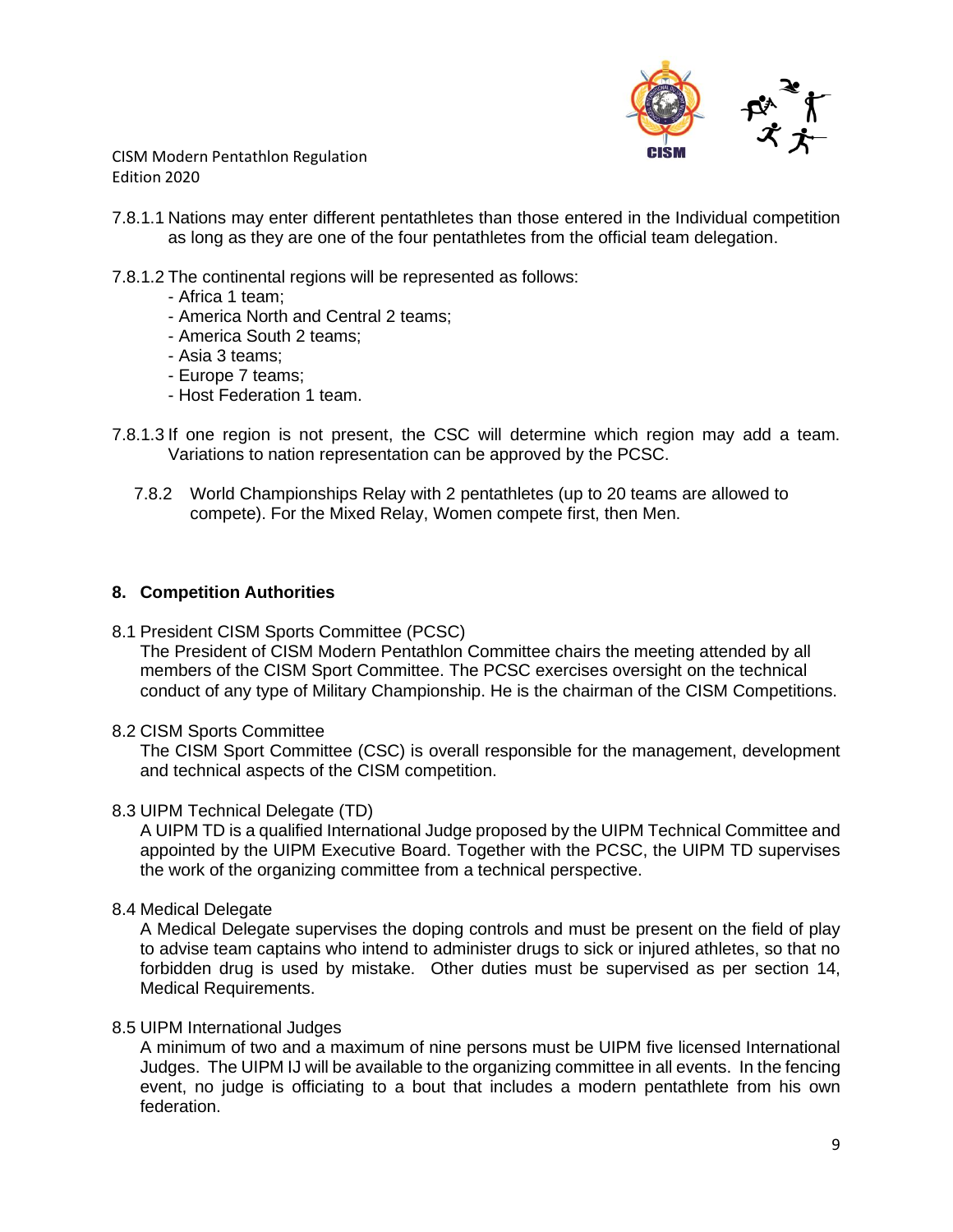7.8.1.1 Nations may enter different pentathletes than those entered in the Individual competition as long as they are one of the four pentathletes from the official team delegation.

7.8.1.2 The continental regions will be represented as follows:

- Africa 1 team;
- America North and Central 2 teams;
- America South 2 teams;
- Asia 3 teams;
- Europe 7 teams;
- Host Federation 1 team.

7.8.1.3 If one region is not present, the CSC will determine which region may add a team. Variations to nation representation can be approved by the PCSC.

7.8.2 World Championships Relay with 2 pentathletes (up to 20 teams are allowed to compete). For the Mixed Relay, Women compete first, then Men.

## 8. Competition Authorities

8.1 President CISM Sports Committee (PCSC)

The President of CISM Modern Pentathlon Committee chairs the meeting attended by all members of the CISM Sport Committee. The PCSC exercises oversight on the technical conduct of any type of Military Championship. He is the chairman of the CISM Competitions.

8.2 CISM Sports Committee

The CISM Sport Committee (CSC) is overall responsible for the management, development and technical aspects of the CISM competition.

8.3 UIPM Technical Delegate (TD)

A UIPM TD is a qualified International Judge proposed by the UIPM Technical Committee and appointed by the UIPM Executive Board. Together with the PCSC, the UIPM TD supervises the work of the organizing committee from a technical perspective.

8.4 Medical Delegate

A Medical Delegate supervises the doping controls and must be present on the field of play to advise team captains who intend to administer drugs to sick or injured athletes, so that no forbidden drug is used by mistake. Other duties must be supervised as per section 14, Medical Requirements.

8.5 UIPM International Judges

A minimum of two and a maximum of nine persons must be UIPM five licensed International Judges. The UIPM IJ will be available to the organizing committee in all events. In the fencing event, no judge is officiating to a bout that includes a modern pentathlete from his own federation.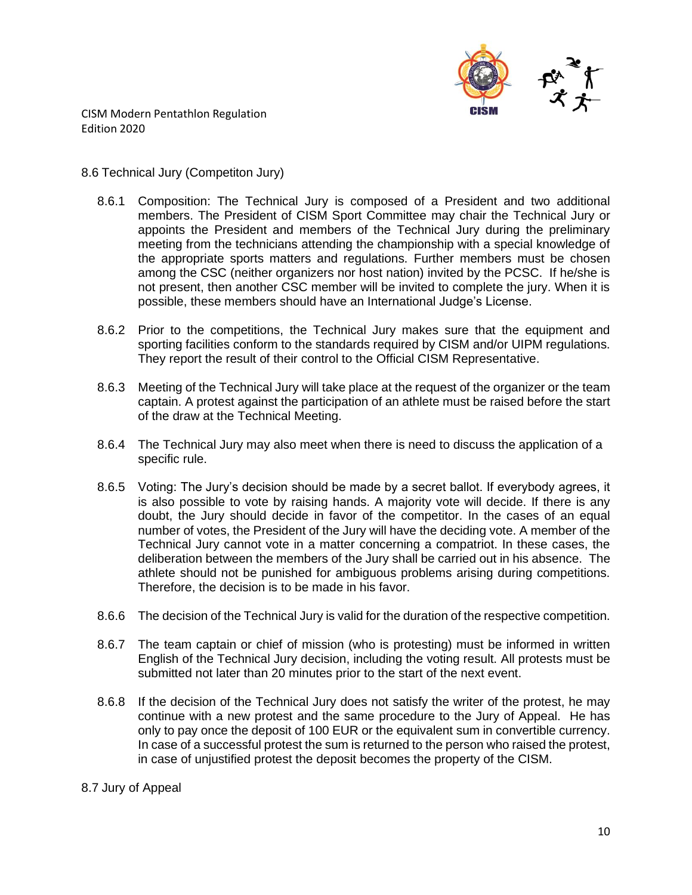## 8.6 Technical Jury (Competiton Jury)

8.6.1 Composition: The Technical Jury is composed of a President and two additional members. The President of CISM Sport Committee may chair the Technical Jury or appoints the President and members of the Technical Jury during the preliminary meeting from the technicians attending the championship with a special knowledge of the appropriate sports matters and regulations. Further members must be chosen among the CSC (neither organizers nor host nation) invited by the PCSC. If he/she is not present, then another CSC member will be invited to complete the jury. When it is possible, these members should have an International Judge's License.

8.6.2 Prior to the competitions, the Technical Jury makes sure that the equipment and sporting facilities conform to the standards required by CISM and/or UIPM regulations. They report the result of their control to the Official CISM Representative.

8.6.3 Meeting of the Technical Jury will take place at the request of the organizer or the team captain. A protest against the participation of an athlete must be raised before the start of the draw at the Technical Meeting.

8.6.4 The Technical Jury may also meet when there is need to discuss the application of a specific rule.

8.6.5 Voting: The Jury's decision should be made by a secret ballot. If everybody agrees, it is also possible to vote by raising hands. A majority vote will decide. If there is any doubt, the Jury should decide in favor of the competitor. In the cases of an equal number of votes, the President of the Jury will have the deciding vote. A member of the Technical Jury cannot vote in a matter concerning a compatriot. In these cases, the deliberation between the members of the Jury shall be carried out in his absence. The athlete should not be punished for ambiguous problems arising during competitions. Therefore, the decision is to be made in his favor.

8.6.6 The decision of the Technical Jury is valid for the duration of the respective competition.

8.6.7 The team captain or chief of mission (who is protesting) must be informed in written English of the Technical Jury decision, including the voting result. All protests must be submitted not later than 20 minutes prior to the start of the next event.

8.6.8 If the decision of the Technical Jury does not satisfy the writer of the protest, he may continue with a new protest and the same procedure to the Jury of Appeal. He has only to pay once the deposit of 100 EUR or the equivalent sum in convertible currency. In case of a successful protest the sum is returned to the person who raised the protest, in case of unjustified protest the deposit becomes the property of the CISM.

## 8.7 Jury of Appeal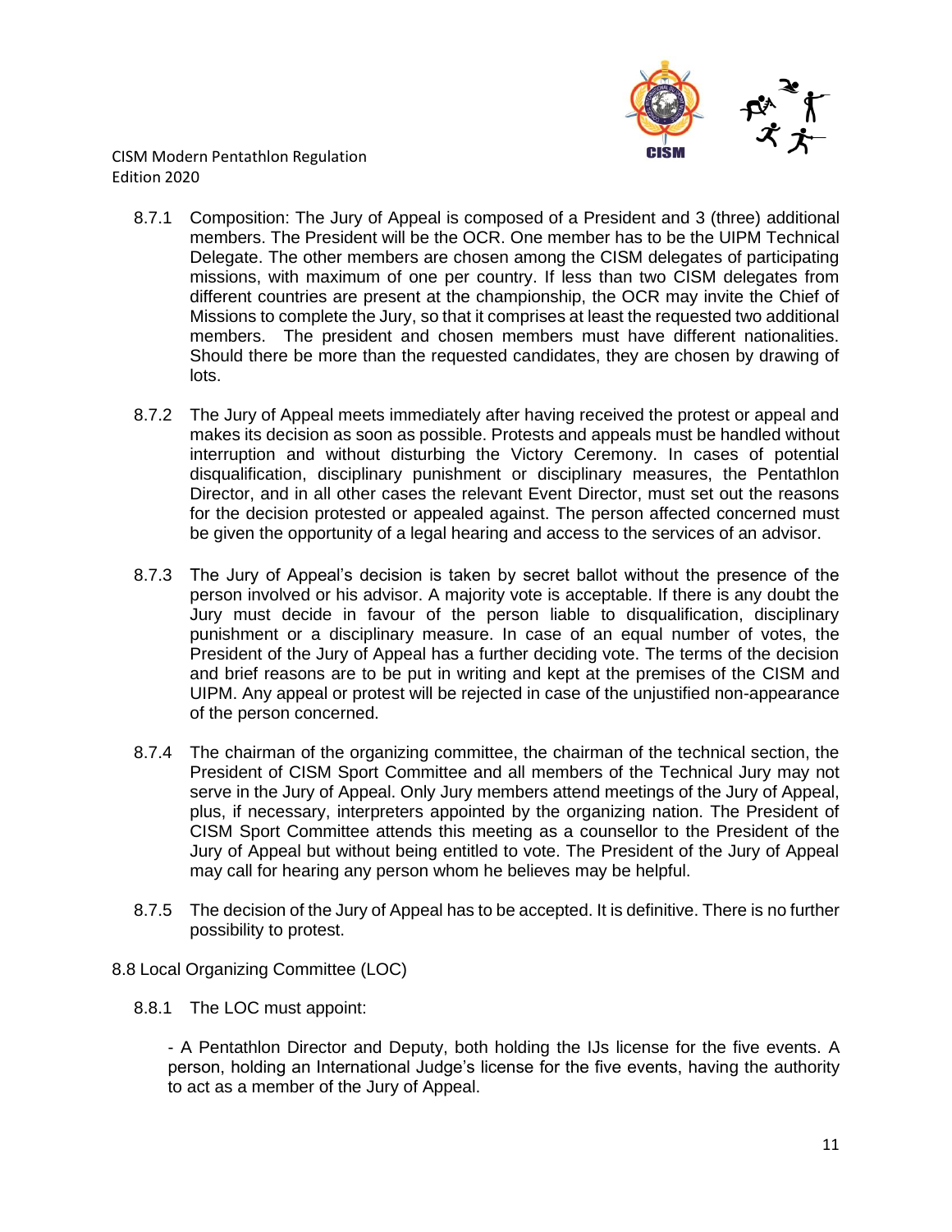8.7.1 Composition: The Jury of Appeal is composed of a President and 3 (three) additional members. The President will be the OCR. One member has to be the UIPM Technical Delegate. The other members are chosen among the CISM delegates of participating missions, with maximum of one per country. If less than two CISM delegates from different countries are present at the championship, the OCR may invite the Chief of Missions to complete the Jury, so that it comprises at least the requested two additional members. The president and chosen members must have different nationalities. Should there be more than the requested candidates, they are chosen by drawing of lots.

8.7.2 The Jury of Appeal meets immediately after having received the protest or appeal and makes its decision as soon as possible. Protests and appeals must be handled without interruption and without disturbing the Victory Ceremony. In cases of potential disqualification, disciplinary punishment or disciplinary measures, the Pentathlon Director, and in all other cases the relevant Event Director, must set out the reasons for the decision protested or appealed against. The person affected concerned must be given the opportunity of a legal hearing and access to the services of an advisor.

8.7.3 The Jury of Appeal's decision is taken by secret ballot without the presence of the person involved or his advisor. A majority vote is acceptable. If there is any doubt the Jury must decide in favour of the person liable to disqualification, disciplinary punishment or a disciplinary measure. In case of an equal number of votes, the President of the Jury of Appeal has a further deciding vote. The terms of the decision and brief reasons are to be put in writing and kept at the premises of the CISM and UIPM. Any appeal or protest will be rejected in case of the unjustified non-appearance of the person concerned.

8.7.4 The chairman of the organizing committee, the chairman of the technical section, the President of CISM Sport Committee and all members of the Technical Jury may not serve in the Jury of Appeal. Only Jury members attend meetings of the Jury of Appeal, plus, if necessary, interpreters appointed by the organizing nation. The President of CISM Sport Committee attends this meeting as a counsellor to the President of the Jury of Appeal but without being entitled to vote. The President of the Jury of Appeal may call for hearing any person whom he believes may be helpful.

8.7.5 The decision of the Jury of Appeal has to be accepted. It is definitive. There is no further possibility to protest.

8.8 Local Organizing Committee (LOC)

8.8.1 The LOC must appoint:

- A Pentathlon Director and Deputy, both holding the IJs license for the five events. A person, holding an International Judge's license for the five events, having the authority to act as a member of the Jury of Appeal.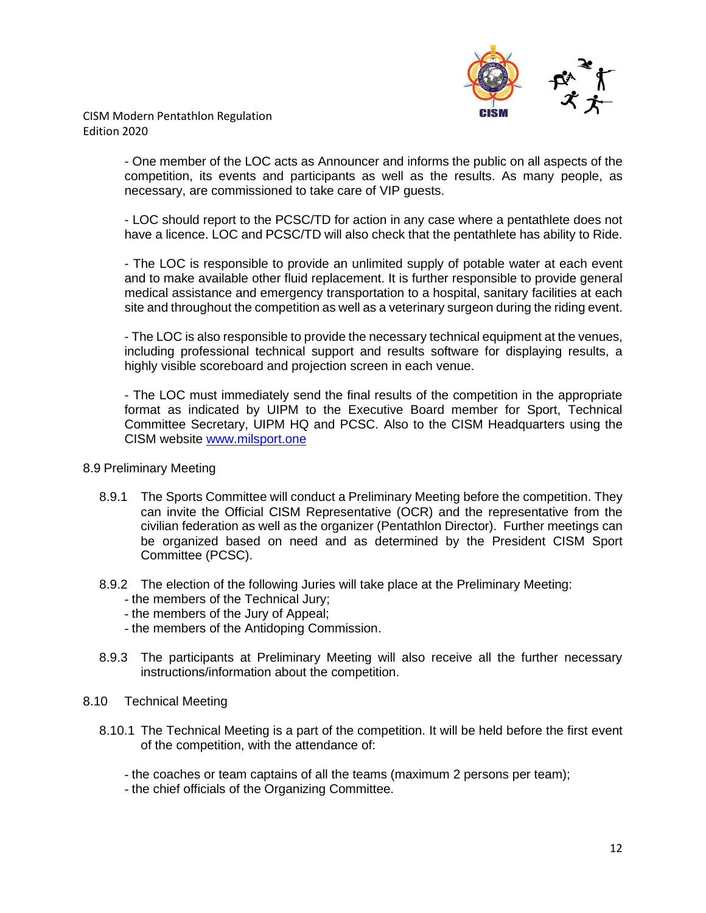- One member of the LOC acts as Announcer and informs the public on all aspects of the competition, its events and participants as well as the results. As many people, as necessary, are commissioned to take care of VIP guests.

- LOC should report to the PCSC/TD for action in any case where a pentathlete does not have a licence. LOC and PCSC/TD will also check that the pentathlete has ability to Ride.

- The LOC is responsible to provide an unlimited supply of potable water at each event and to make available other fluid replacement. It is further responsible to provide general medical assistance and emergency transportation to a hospital, sanitary facilities at each site and throughout the competition as well as a veterinary surgeon during the riding event.

- The LOC is also responsible to provide the necessary technical equipment at the venues, including professional technical support and results software for displaying results, a highly visible scoreboard and projection screen in each venue.

- The LOC must immediately send the final results of the competition in the appropriate format as indicated by UIPM to the Executive Board member for Sport, Technical Committee Secretary, UIPM HQ and PCSC. Also to the CISM Headquarters using the CISM website [www.milsport.one](http://www.milsport.one)

8.9 Preliminary Meeting

8.9.1 The Sports Committee will conduct a Preliminary Meeting before the competition. They can invite the Official CISM Representative (OCR) and the representative from the civilian federation as well as the organizer (Pentathlon Director). Further meetings can be organized based on need and as determined by the President CISM Sport Committee (PCSC).

8.9.2 The election of the following Juries will take place at the Preliminary Meeting:
- the members of the Technical Jury;
- the members of the Jury of Appeal;
- the members of the Antidoping Commission.

8.9.3 The participants at Preliminary Meeting will also receive all the further necessary instructions/information about the competition.

8.10 Technical Meeting

8.10.1 The Technical Meeting is a part of the competition. It will be held before the first event of the competition, with the attendance of:

- the coaches or team captains of all the teams (maximum 2 persons per team);
- the chief officials of the Organizing Committee.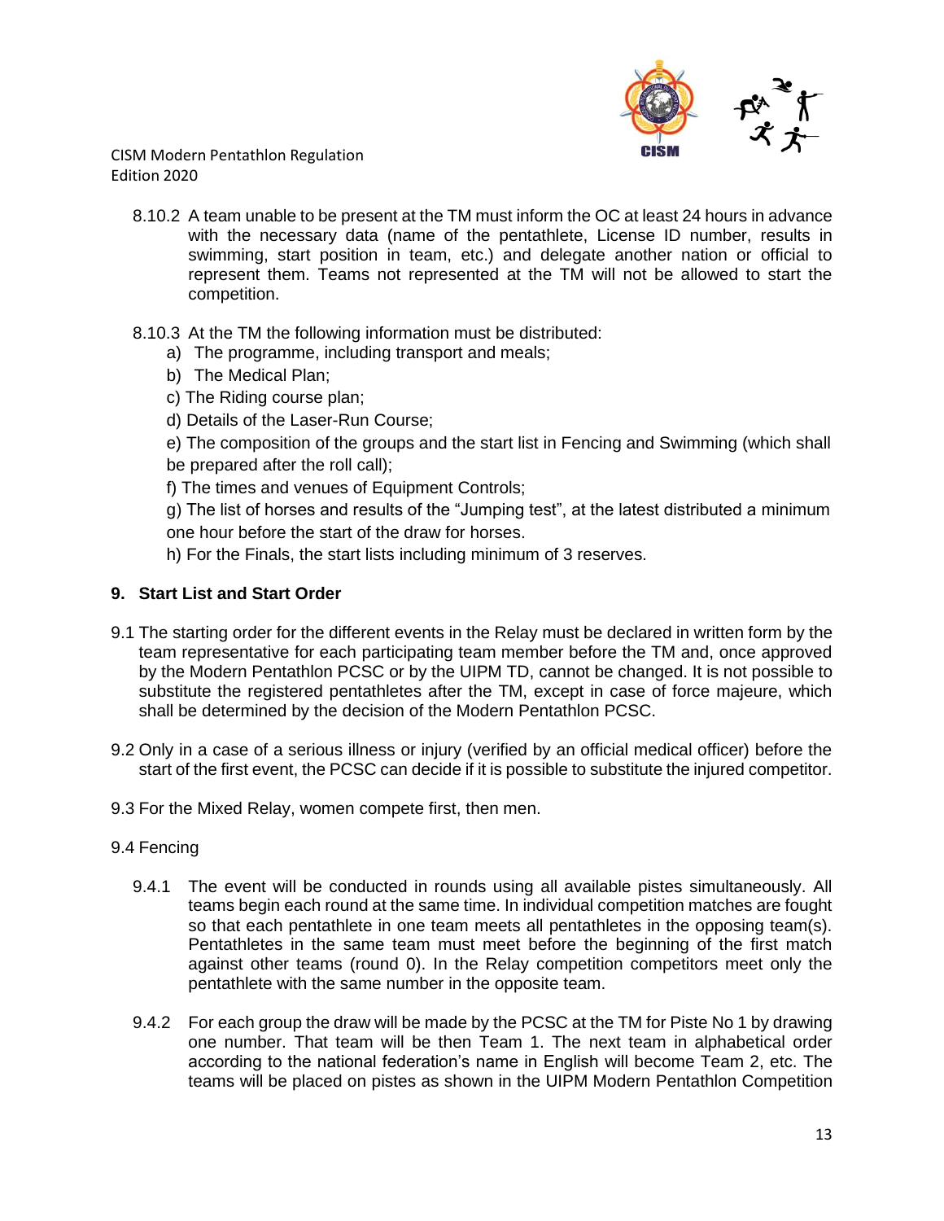8.10.2 A team unable to be present at the TM must inform the OC at least 24 hours in advance with the necessary data (name of the pentathlete, License ID number, results in swimming, start position in team, etc.) and delegate another nation or official to represent them. Teams not represented at the TM will not be allowed to start the competition.

8.10.3 At the TM the following information must be distributed:

a) The programme, including transport and meals;

b) The Medical Plan;

c) The Riding course plan;

d) Details of the Laser-Run Course;

e) The composition of the groups and the start list in Fencing and Swimming (which shall be prepared after the roll call);

f) The times and venues of Equipment Controls;

g) The list of horses and results of the "Jumping test", at the latest distributed a minimum one hour before the start of the draw for horses.

h) For the Finals, the start lists including minimum of 3 reserves.

## 9. Start List and Start Order

9.1 The starting order for the different events in the Relay must be declared in written form by the team representative for each participating team member before the TM and, once approved by the Modern Pentathlon PCSC or by the UIPM TD, cannot be changed. It is not possible to substitute the registered pentathletes after the TM, except in case of force majeure, which shall be determined by the decision of the Modern Pentathlon PCSC.

9.2 Only in a case of a serious illness or injury (verified by an official medical officer) before the start of the first event, the PCSC can decide if it is possible to substitute the injured competitor.

9.3 For the Mixed Relay, women compete first, then men.

9.4 Fencing

9.4.1 The event will be conducted in rounds using all available pistes simultaneously. All teams begin each round at the same time. In individual competition matches are fought so that each pentathlete in one team meets all pentathletes in the opposing team(s). Pentathletes in the same team must meet before the beginning of the first match against other teams (round 0). In the Relay competition competitors meet only the pentathlete with the same number in the opposite team.

9.4.2 For each group the draw will be made by the PCSC at the TM for Piste No 1 by drawing one number. That team will be then Team 1. The next team in alphabetical order according to the national federation's name in English will become Team 2, etc. The teams will be placed on pistes as shown in the UIPM Modern Pentathlon Competition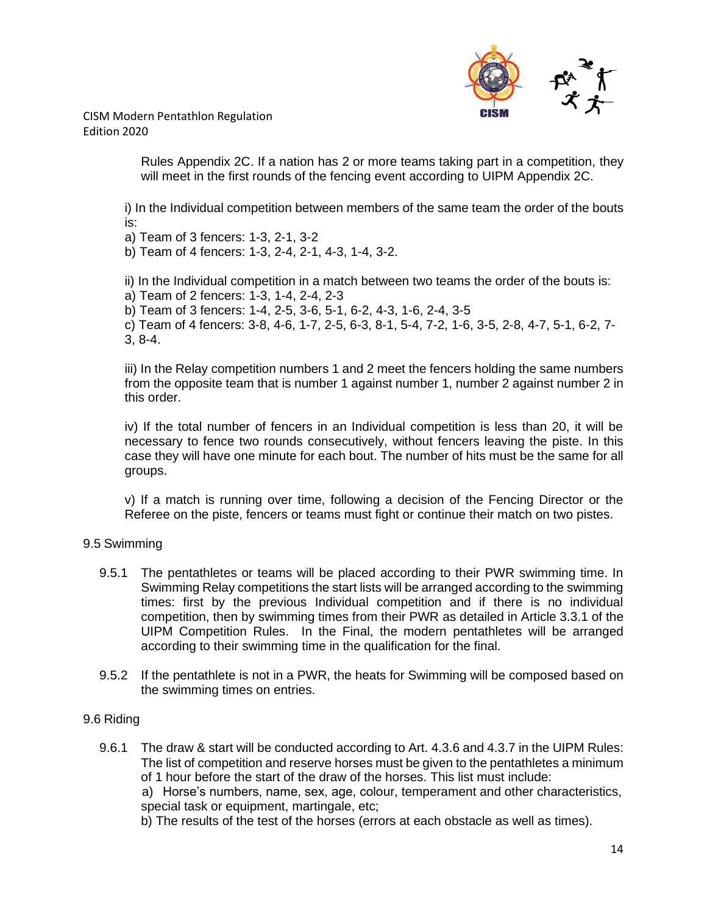Rules Appendix 2C. If a nation has 2 or more teams taking part in a competition, they will meet in the first rounds of the fencing event according to UIPM Appendix 2C.

i) In the Individual competition between members of the same team the order of the bouts is:
a) Team of 3 fencers: 1-3, 2-1, 3-2
b) Team of 4 fencers: 1-3, 2-4, 2-1, 4-3, 1-4, 3-2.

ii) In the Individual competition in a match between two teams the order of the bouts is:
a) Team of 2 fencers: 1-3, 1-4, 2-4, 2-3
b) Team of 3 fencers: 1-4, 2-5, 3-6, 5-1, 6-2, 4-3, 1-6, 2-4, 3-5
c) Team of 4 fencers: 3-8, 4-6, 1-7, 2-5, 6-3, 8-1, 5-4, 7-2, 1-6, 3-5, 2-8, 4-7, 5-1, 6-2, 7-3, 8-4.

iii) In the Relay competition numbers 1 and 2 meet the fencers holding the same numbers from the opposite team that is number 1 against number 1, number 2 against number 2 in this order.

iv) If the total number of fencers in an Individual competition is less than 20, it will be necessary to fence two rounds consecutively, without fencers leaving the piste. In this case they will have one minute for each bout. The number of hits must be the same for all groups.

v) If a match is running over time, following a decision of the Fencing Director or the Referee on the piste, fencers or teams must fight or continue their match on two pistes.

9.5 Swimming

9.5.1 The pentathletes or teams will be placed according to their PWR swimming time. In Swimming Relay competitions the start lists will be arranged according to the swimming times: first by the previous Individual competition and if there is no individual competition, then by swimming times from their PWR as detailed in Article 3.3.1 of the UIPM Competition Rules. In the Final, the modern pentathletes will be arranged according to their swimming time in the qualification for the final.

9.5.2 If the pentathlete is not in a PWR, the heats for Swimming will be composed based on the swimming times on entries.

9.6 Riding

9.6.1 The draw & start will be conducted according to Art. 4.3.6 and 4.3.7 in the UIPM Rules: The list of competition and reserve horses must be given to the pentathletes a minimum of 1 hour before the start of the draw of the horses. This list must include:
a) Horse's numbers, name, sex, age, colour, temperament and other characteristics, special task or equipment, martingale, etc;
b) The results of the test of the horses (errors at each obstacle as well as times).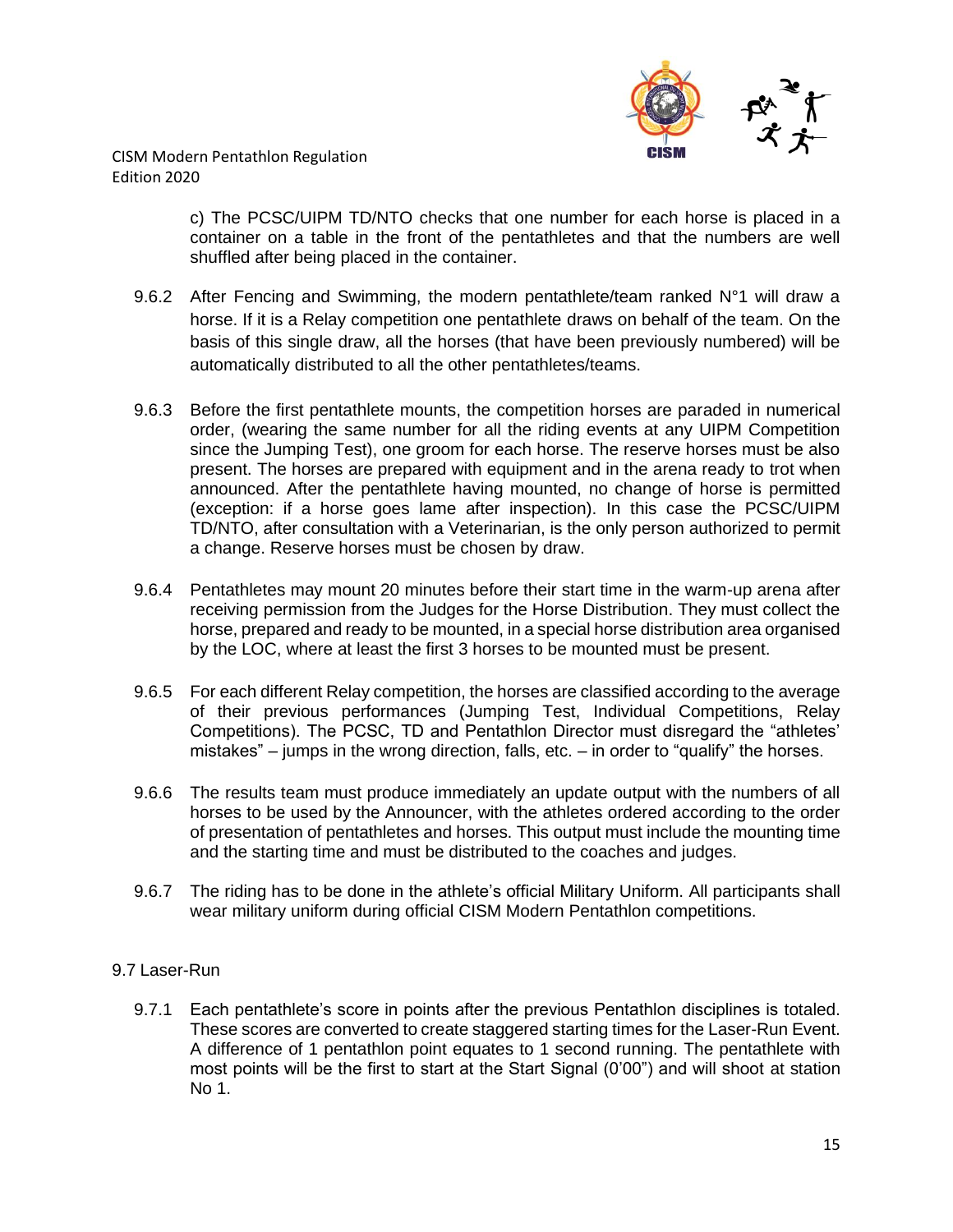c) The PCSC/UIPM TD/NTO checks that one number for each horse is placed in a container on a table in the front of the pentathletes and that the numbers are well shuffled after being placed in the container.

9.6.2 After Fencing and Swimming, the modern pentathlete/team ranked N°1 will draw a horse. If it is a Relay competition one pentathlete draws on behalf of the team. On the basis of this single draw, all the horses (that have been previously numbered) will be automatically distributed to all the other pentathletes/teams.

9.6.3 Before the first pentathlete mounts, the competition horses are paraded in numerical order, (wearing the same number for all the riding events at any UIPM Competition since the Jumping Test), one groom for each horse. The reserve horses must be also present. The horses are prepared with equipment and in the arena ready to trot when announced. After the pentathlete having mounted, no change of horse is permitted (exception: if a horse goes lame after inspection). In this case the PCSC/UIPM TD/NTO, after consultation with a Veterinarian, is the only person authorized to permit a change. Reserve horses must be chosen by draw.

9.6.4 Pentathletes may mount 20 minutes before their start time in the warm-up arena after receiving permission from the Judges for the Horse Distribution. They must collect the horse, prepared and ready to be mounted, in a special horse distribution area organised by the LOC, where at least the first 3 horses to be mounted must be present.

9.6.5 For each different Relay competition, the horses are classified according to the average of their previous performances (Jumping Test, Individual Competitions, Relay Competitions). The PCSC, TD and Pentathlon Director must disregard the "athletes' mistakes" – jumps in the wrong direction, falls, etc. – in order to "qualify" the horses.

9.6.6 The results team must produce immediately an update output with the numbers of all horses to be used by the Announcer, with the athletes ordered according to the order of presentation of pentathletes and horses. This output must include the mounting time and the starting time and must be distributed to the coaches and judges.

9.6.7 The riding has to be done in the athlete's official Military Uniform. All participants shall wear military uniform during official CISM Modern Pentathlon competitions.

## 9.7 Laser-Run

9.7.1 Each pentathlete's score in points after the previous Pentathlon disciplines is totaled. These scores are converted to create staggered starting times for the Laser-Run Event. A difference of 1 pentathlon point equates to 1 second running. The pentathlete with most points will be the first to start at the Start Signal (0'00") and will shoot at station No 1.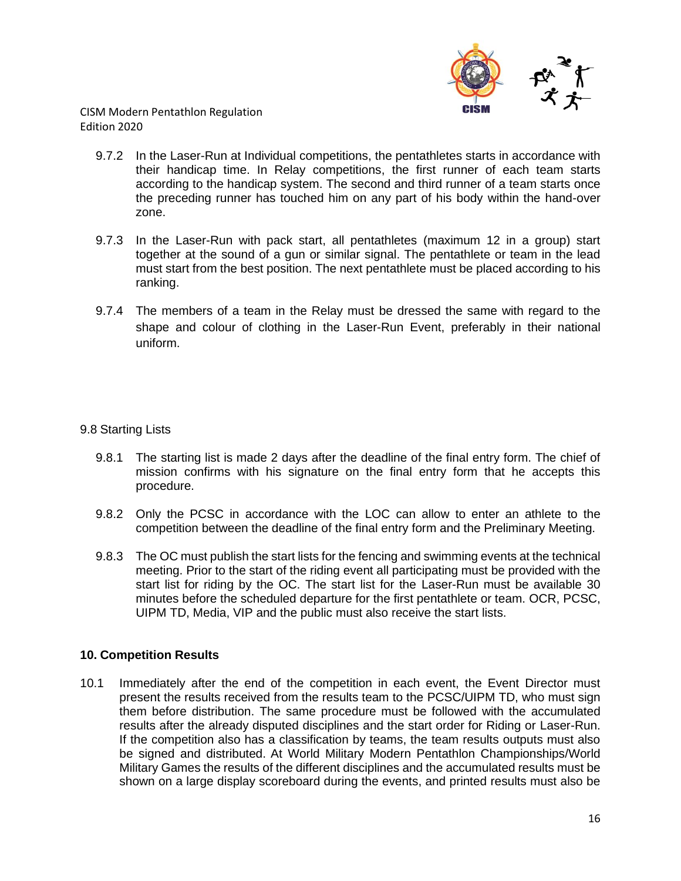9.7.2 In the Laser-Run at Individual competitions, the pentathletes starts in accordance with their handicap time. In Relay competitions, the first runner of each team starts according to the handicap system. The second and third runner of a team starts once the preceding runner has touched him on any part of his body within the hand-over zone.

9.7.3 In the Laser-Run with pack start, all pentathletes (maximum 12 in a group) start together at the sound of a gun or similar signal. The pentathlete or team in the lead must start from the best position. The next pentathlete must be placed according to his ranking.

9.7.4 The members of a team in the Relay must be dressed the same with regard to the shape and colour of clothing in the Laser-Run Event, preferably in their national uniform.

9.8 Starting Lists

9.8.1 The starting list is made 2 days after the deadline of the final entry form. The chief of mission confirms with his signature on the final entry form that he accepts this procedure.

9.8.2 Only the PCSC in accordance with the LOC can allow to enter an athlete to the competition between the deadline of the final entry form and the Preliminary Meeting.

9.8.3 The OC must publish the start lists for the fencing and swimming events at the technical meeting. Prior to the start of the riding event all participating must be provided with the start list for riding by the OC. The start list for the Laser-Run must be available 30 minutes before the scheduled departure for the first pentathlete or team. OCR, PCSC, UIPM TD, Media, VIP and the public must also receive the start lists.

## 10. Competition Results

10.1 Immediately after the end of the competition in each event, the Event Director must present the results received from the results team to the PCSC/UIPM TD, who must sign them before distribution. The same procedure must be followed with the accumulated results after the already disputed disciplines and the start order for Riding or Laser-Run. If the competition also has a classification by teams, the team results outputs must also be signed and distributed. At World Military Modern Pentathlon Championships/World Military Games the results of the different disciplines and the accumulated results must be shown on a large display scoreboard during the events, and printed results must also be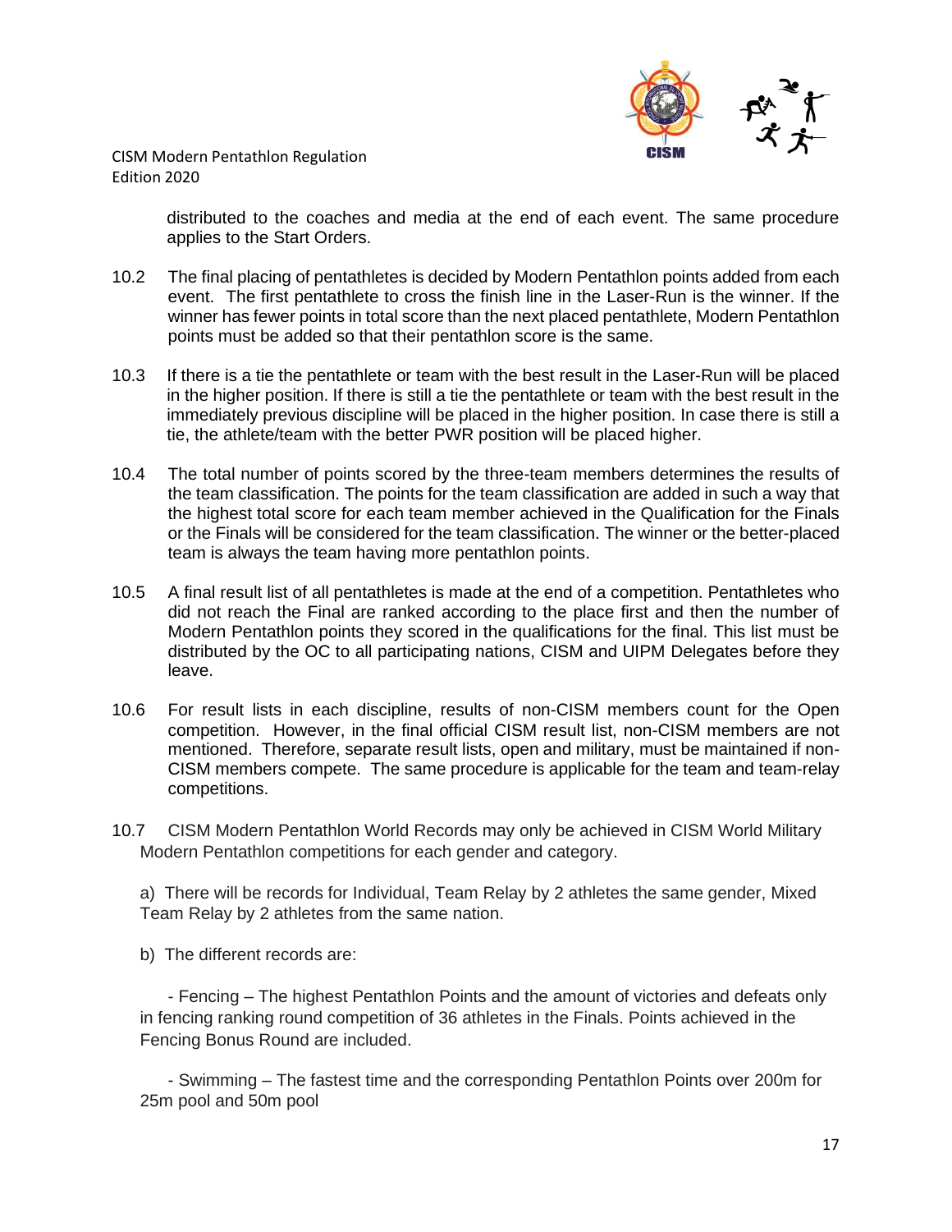distributed to the coaches and media at the end of each event. The same procedure applies to the Start Orders.

10.2 The final placing of pentathletes is decided by Modern Pentathlon points added from each event. The first pentathlete to cross the finish line in the Laser-Run is the winner. If the winner has fewer points in total score than the next placed pentathlete, Modern Pentathlon points must be added so that their pentathlon score is the same.

10.3 If there is a tie the pentathlete or team with the best result in the Laser-Run will be placed in the higher position. If there is still a tie the pentathlete or team with the best result in the immediately previous discipline will be placed in the higher position. In case there is still a tie, the athlete/team with the better PWR position will be placed higher.

10.4 The total number of points scored by the three-team members determines the results of the team classification. The points for the team classification are added in such a way that the highest total score for each team member achieved in the Qualification for the Finals or the Finals will be considered for the team classification. The winner or the better-placed team is always the team having more pentathlon points.

10.5 A final result list of all pentathletes is made at the end of a competition. Pentathletes who did not reach the Final are ranked according to the place first and then the number of Modern Pentathlon points they scored in the qualifications for the final. This list must be distributed by the OC to all participating nations, CISM and UIPM Delegates before they leave.

10.6 For result lists in each discipline, results of non-CISM members count for the Open competition. However, in the final official CISM result list, non-CISM members are not mentioned. Therefore, separate result lists, open and military, must be maintained if non-CISM members compete. The same procedure is applicable for the team and team-relay competitions.

10.7 CISM Modern Pentathlon World Records may only be achieved in CISM World Military Modern Pentathlon competitions for each gender and category.

a) There will be records for Individual, Team Relay by 2 athletes the same gender, Mixed Team Relay by 2 athletes from the same nation.

b) The different records are:

- Fencing – The highest Pentathlon Points and the amount of victories and defeats only in fencing ranking round competition of 36 athletes in the Finals. Points achieved in the Fencing Bonus Round are included.

- Swimming – The fastest time and the corresponding Pentathlon Points over 200m for 25m pool and 50m pool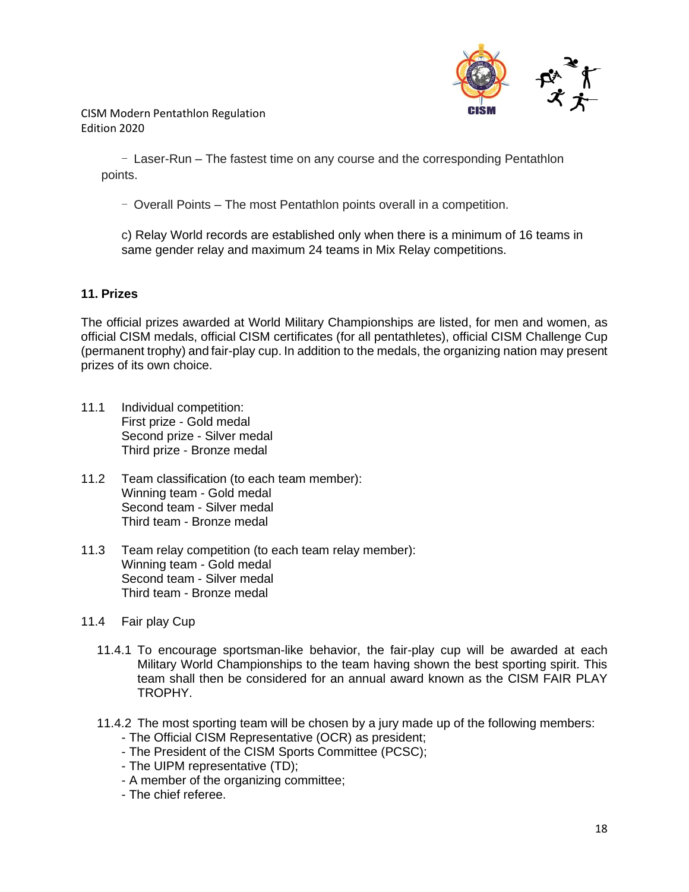- Laser-Run – The fastest time on any course and the corresponding Pentathlon points.

- Overall Points – The most Pentathlon points overall in a competition.

c) Relay World records are established only when there is a minimum of 16 teams in same gender relay and maximum 24 teams in Mix Relay competitions.

## 11. Prizes

The official prizes awarded at World Military Championships are listed, for men and women, as official CISM medals, official CISM certificates (for all pentathletes), official CISM Challenge Cup (permanent trophy) and fair-play cup. In addition to the medals, the organizing nation may present prizes of its own choice.

11.1 Individual competition:
First prize - Gold medal
Second prize - Silver medal
Third prize - Bronze medal

11.2 Team classification (to each team member):
Winning team - Gold medal
Second team - Silver medal
Third team - Bronze medal

11.3 Team relay competition (to each team relay member):
Winning team - Gold medal
Second team - Silver medal
Third team - Bronze medal

11.4 Fair play Cup

11.4.1 To encourage sportsman-like behavior, the fair-play cup will be awarded at each Military World Championships to the team having shown the best sporting spirit. This team shall then be considered for an annual award known as the CISM FAIR PLAY TROPHY.

11.4.2 The most sporting team will be chosen by a jury made up of the following members:

- The Official CISM Representative (OCR) as president;
- The President of the CISM Sports Committee (PCSC);
- The UIPM representative (TD);
- A member of the organizing committee;
- The chief referee.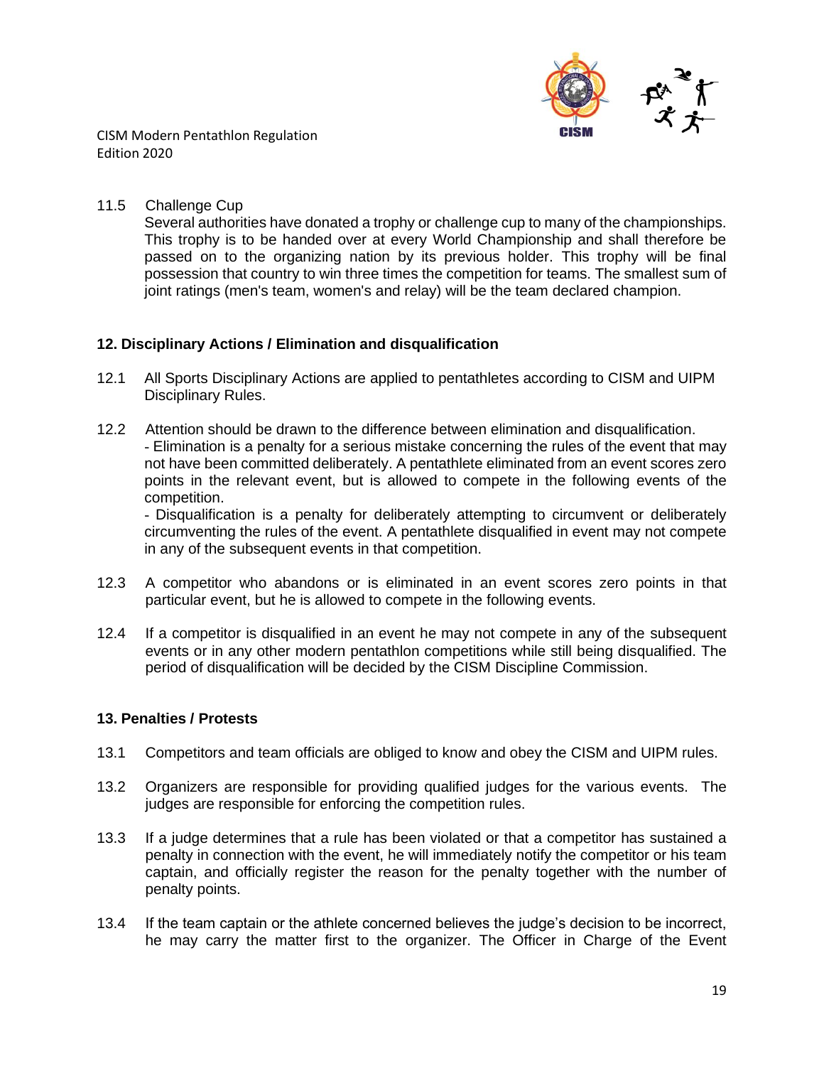11.5 Challenge Cup

Several authorities have donated a trophy or challenge cup to many of the championships. This trophy is to be handed over at every World Championship and shall therefore be passed on to the organizing nation by its previous holder. This trophy will be final possession that country to win three times the competition for teams. The smallest sum of joint ratings (men's team, women's and relay) will be the team declared champion.

## 12. Disciplinary Actions / Elimination and disqualification

12.1 All Sports Disciplinary Actions are applied to pentathletes according to CISM and UIPM Disciplinary Rules.

12.2 Attention should be drawn to the difference between elimination and disqualification.

- Elimination is a penalty for a serious mistake concerning the rules of the event that may not have been committed deliberately. A pentathlete eliminated from an event scores zero points in the relevant event, but is allowed to compete in the following events of the competition.
- Disqualification is a penalty for deliberately attempting to circumvent or deliberately circumventing the rules of the event. A pentathlete disqualified in event may not compete in any of the subsequent events in that competition.

12.3 A competitor who abandons or is eliminated in an event scores zero points in that particular event, but he is allowed to compete in the following events.

12.4 If a competitor is disqualified in an event he may not compete in any of the subsequent events or in any other modern pentathlon competitions while still being disqualified. The period of disqualification will be decided by the CISM Discipline Commission.

## 13. Penalties / Protests

13.1 Competitors and team officials are obliged to know and obey the CISM and UIPM rules.

13.2 Organizers are responsible for providing qualified judges for the various events. The judges are responsible for enforcing the competition rules.

13.3 If a judge determines that a rule has been violated or that a competitor has sustained a penalty in connection with the event, he will immediately notify the competitor or his team captain, and officially register the reason for the penalty together with the number of penalty points.

13.4 If the team captain or the athlete concerned believes the judge's decision to be incorrect, he may carry the matter first to the organizer. The Officer in Charge of the Event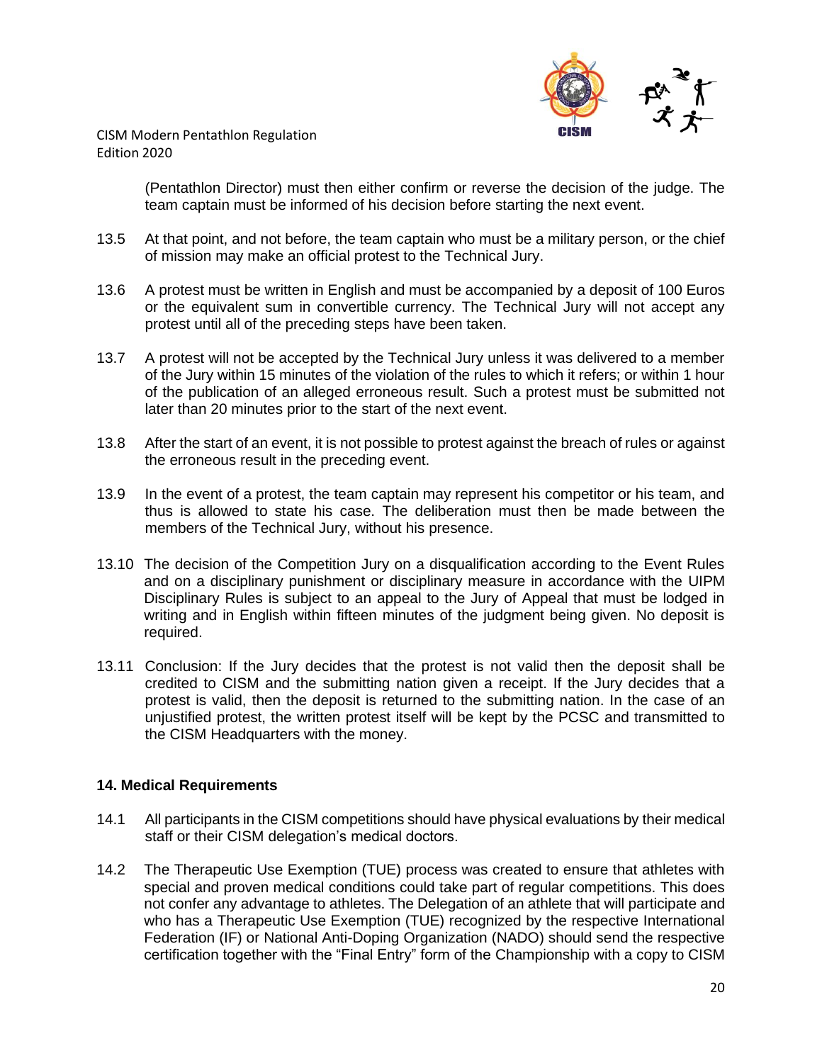(Pentathlon Director) must then either confirm or reverse the decision of the judge. The team captain must be informed of his decision before starting the next event.

13.5 At that point, and not before, the team captain who must be a military person, or the chief of mission may make an official protest to the Technical Jury.

13.6 A protest must be written in English and must be accompanied by a deposit of 100 Euros or the equivalent sum in convertible currency. The Technical Jury will not accept any protest until all of the preceding steps have been taken.

13.7 A protest will not be accepted by the Technical Jury unless it was delivered to a member of the Jury within 15 minutes of the violation of the rules to which it refers; or within 1 hour of the publication of an alleged erroneous result. Such a protest must be submitted not later than 20 minutes prior to the start of the next event.

13.8 After the start of an event, it is not possible to protest against the breach of rules or against the erroneous result in the preceding event.

13.9 In the event of a protest, the team captain may represent his competitor or his team, and thus is allowed to state his case. The deliberation must then be made between the members of the Technical Jury, without his presence.

13.10 The decision of the Competition Jury on a disqualification according to the Event Rules and on a disciplinary punishment or disciplinary measure in accordance with the UIPM Disciplinary Rules is subject to an appeal to the Jury of Appeal that must be lodged in writing and in English within fifteen minutes of the judgment being given. No deposit is required.

13.11 Conclusion: If the Jury decides that the protest is not valid then the deposit shall be credited to CISM and the submitting nation given a receipt. If the Jury decides that a protest is valid, then the deposit is returned to the submitting nation. In the case of an unjustified protest, the written protest itself will be kept by the PCSC and transmitted to the CISM Headquarters with the money.

### 14. Medical Requirements

14.1 All participants in the CISM competitions should have physical evaluations by their medical staff or their CISM delegation's medical doctors.

14.2 The Therapeutic Use Exemption (TUE) process was created to ensure that athletes with special and proven medical conditions could take part of regular competitions. This does not confer any advantage to athletes. The Delegation of an athlete that will participate and who has a Therapeutic Use Exemption (TUE) recognized by the respective International Federation (IF) or National Anti-Doping Organization (NADO) should send the respective certification together with the "Final Entry" form of the Championship with a copy to CISM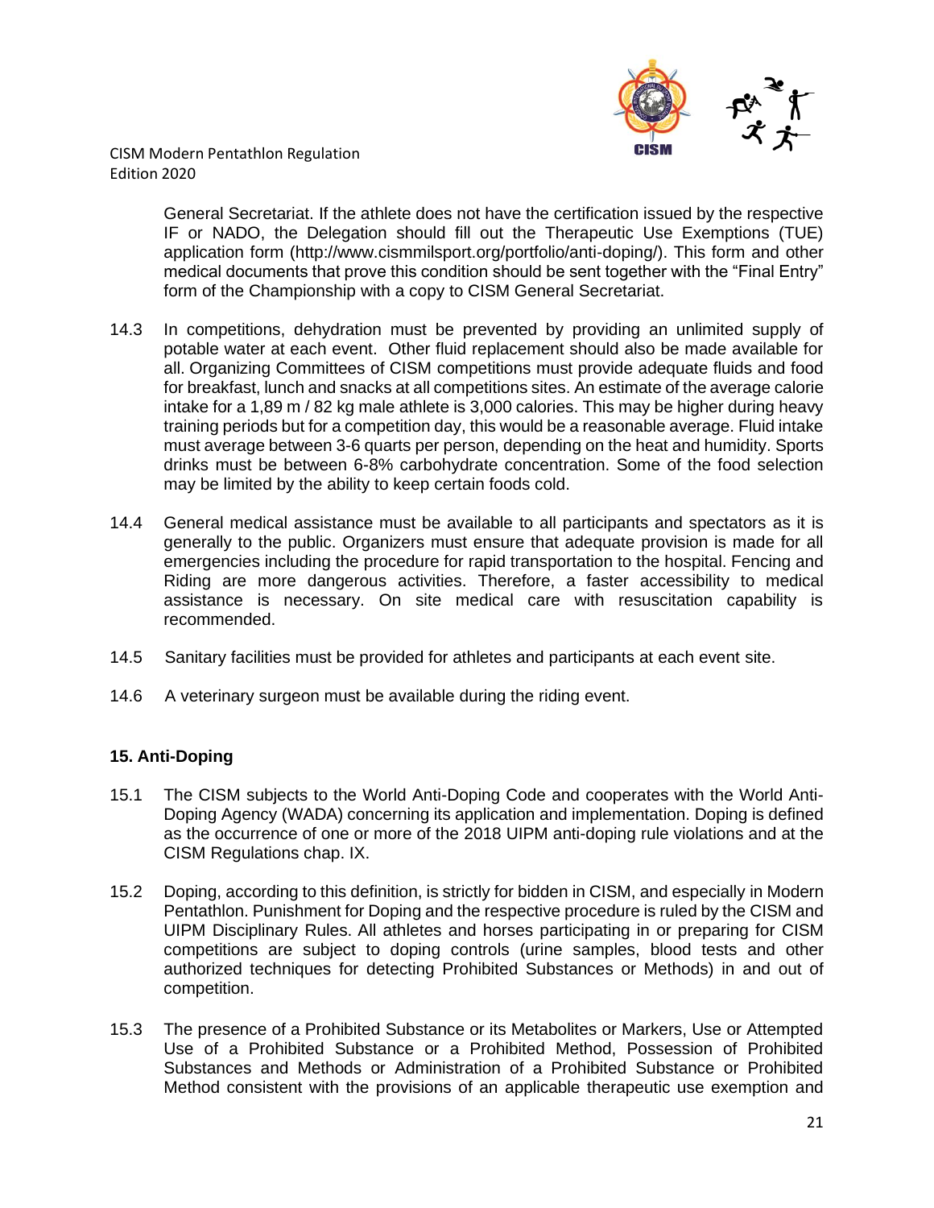General Secretariat. If the athlete does not have the certification issued by the respective IF or NADO, the Delegation should fill out the Therapeutic Use Exemptions (TUE) application form (http://www.cismmilsport.org/portfolio/anti-doping/). This form and other medical documents that prove this condition should be sent together with the "Final Entry" form of the Championship with a copy to CISM General Secretariat.

14.3 In competitions, dehydration must be prevented by providing an unlimited supply of potable water at each event. Other fluid replacement should also be made available for all. Organizing Committees of CISM competitions must provide adequate fluids and food for breakfast, lunch and snacks at all competitions sites. An estimate of the average calorie intake for a 1,89 m / 82 kg male athlete is 3,000 calories. This may be higher during heavy training periods but for a competition day, this would be a reasonable average. Fluid intake must average between 3-6 quarts per person, depending on the heat and humidity. Sports drinks must be between 6-8% carbohydrate concentration. Some of the food selection may be limited by the ability to keep certain foods cold.

14.4 General medical assistance must be available to all participants and spectators as it is generally to the public. Organizers must ensure that adequate provision is made for all emergencies including the procedure for rapid transportation to the hospital. Fencing and Riding are more dangerous activities. Therefore, a faster accessibility to medical assistance is necessary. On site medical care with resuscitation capability is recommended.

14.5 Sanitary facilities must be provided for athletes and participants at each event site.

14.6 A veterinary surgeon must be available during the riding event.

## 15. Anti-Doping

15.1 The CISM subjects to the World Anti-Doping Code and cooperates with the World Anti-Doping Agency (WADA) concerning its application and implementation. Doping is defined as the occurrence of one or more of the 2018 UIPM anti-doping rule violations and at the CISM Regulations chap. IX.

15.2 Doping, according to this definition, is strictly for bidden in CISM, and especially in Modern Pentathlon. Punishment for Doping and the respective procedure is ruled by the CISM and UIPM Disciplinary Rules. All athletes and horses participating in or preparing for CISM competitions are subject to doping controls (urine samples, blood tests and other authorized techniques for detecting Prohibited Substances or Methods) in and out of competition.

15.3 The presence of a Prohibited Substance or its Metabolites or Markers, Use or Attempted Use of a Prohibited Substance or a Prohibited Method, Possession of Prohibited Substances and Methods or Administration of a Prohibited Substance or Prohibited Method consistent with the provisions of an applicable therapeutic use exemption and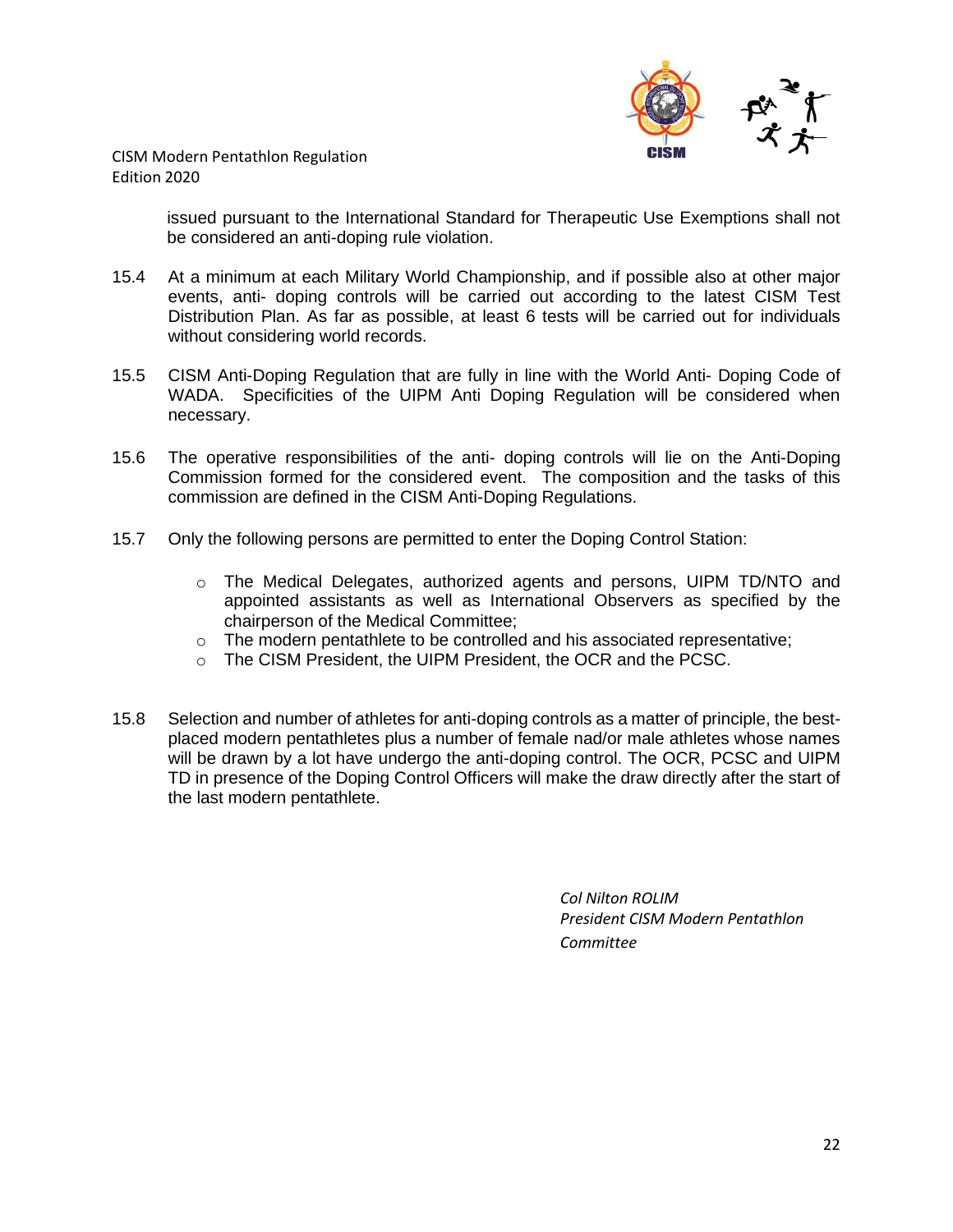issued pursuant to the International Standard for Therapeutic Use Exemptions shall not be considered an anti-doping rule violation.

15.4 At a minimum at each Military World Championship, and if possible also at other major events, anti- doping controls will be carried out according to the latest CISM Test Distribution Plan. As far as possible, at least 6 tests will be carried out for individuals without considering world records.

15.5 CISM Anti-Doping Regulation that are fully in line with the World Anti- Doping Code of WADA. Specificities of the UIPM Anti Doping Regulation will be considered when necessary.

15.6 The operative responsibilities of the anti- doping controls will lie on the Anti-Doping Commission formed for the considered event. The composition and the tasks of this commission are defined in the CISM Anti-Doping Regulations.

15.7 Only the following persons are permitted to enter the Doping Control Station:

- The Medical Delegates, authorized agents and persons, UIPM TD/NTO and appointed assistants as well as International Observers as specified by the chairperson of the Medical Committee;
- The modern pentathlete to be controlled and his associated representative;
- The CISM President, the UIPM President, the OCR and the PCSC.

15.8 Selection and number of athletes for anti-doping controls as a matter of principle, the best-placed modern pentathletes plus a number of female nad/or male athletes whose names will be drawn by a lot have undergo the anti-doping control. The OCR, PCSC and UIPM TD in presence of the Doping Control Officers will make the draw directly after the start of the last modern pentathlete.

*Col Nilton ROLIM*
*President CISM Modern Pentathlon Committee*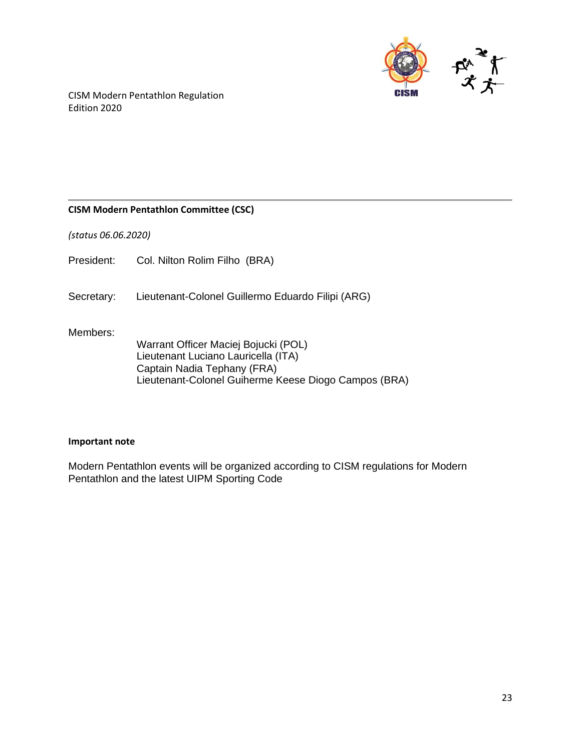## CISM Modern Pentathlon Committee (CSC)

*(status 06.06.2020)*

President: Col. Nilton Rolim Filho (BRA)

Secretary: Lieutenant-Colonel Guillermo Eduardo Filipi (ARG)

Members:

Warrant Officer Maciej Bojucki (POL)
Lieutenant Luciano Lauricella (ITA)
Captain Nadia Tephany (FRA)
Lieutenant-Colonel Guiherme Keese Diogo Campos (BRA)

**Important note**

Modern Pentathlon events will be organized according to CISM regulations for Modern Pentathlon and the latest UIPM Sporting Code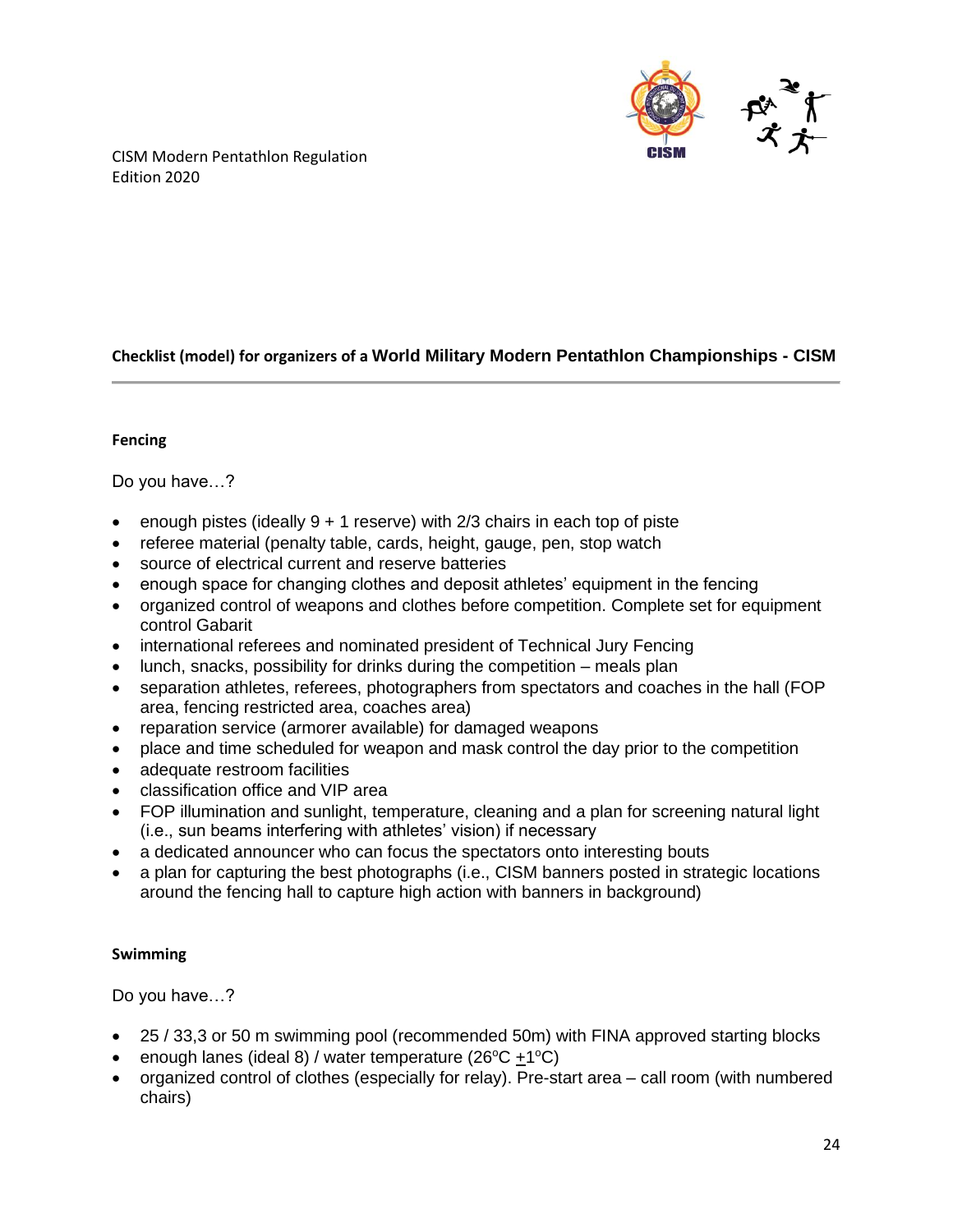CISM Modern Pentathlon Regulation
Edition 2020

### Checklist (model) for organizers of a World Military Modern Pentathlon Championships - CISM

---

#### Fencing

Do you have…?

- enough pistes (ideally 9 + 1 reserve) with 2/3 chairs in each top of piste
- referee material (penalty table, cards, height, gauge, pen, stop watch
- source of electrical current and reserve batteries
- enough space for changing clothes and deposit athletes' equipment in the fencing
- organized control of weapons and clothes before competition. Complete set for equipment control Gabarit
- international referees and nominated president of Technical Jury Fencing
- lunch, snacks, possibility for drinks during the competition – meals plan
- separation athletes, referees, photographers from spectators and coaches in the hall (FOP area, fencing restricted area, coaches area)
- reparation service (armorer available) for damaged weapons
- place and time scheduled for weapon and mask control the day prior to the competition
- adequate restroom facilities
- classification office and VIP area
- FOP illumination and sunlight, temperature, cleaning and a plan for screening natural light (i.e., sun beams interfering with athletes' vision) if necessary
- a dedicated announcer who can focus the spectators onto interesting bouts
- a plan for capturing the best photographs (i.e., CISM banners posted in strategic locations around the fencing hall to capture high action with banners in background)

#### Swimming

Do you have…?

- 25 / 33,3 or 50 m swimming pool (recommended 50m) with FINA approved starting blocks
- enough lanes (ideal 8) / water temperature (26ºC ±1ºC)
- organized control of clothes (especially for relay). Pre-start area – call room (with numbered chairs)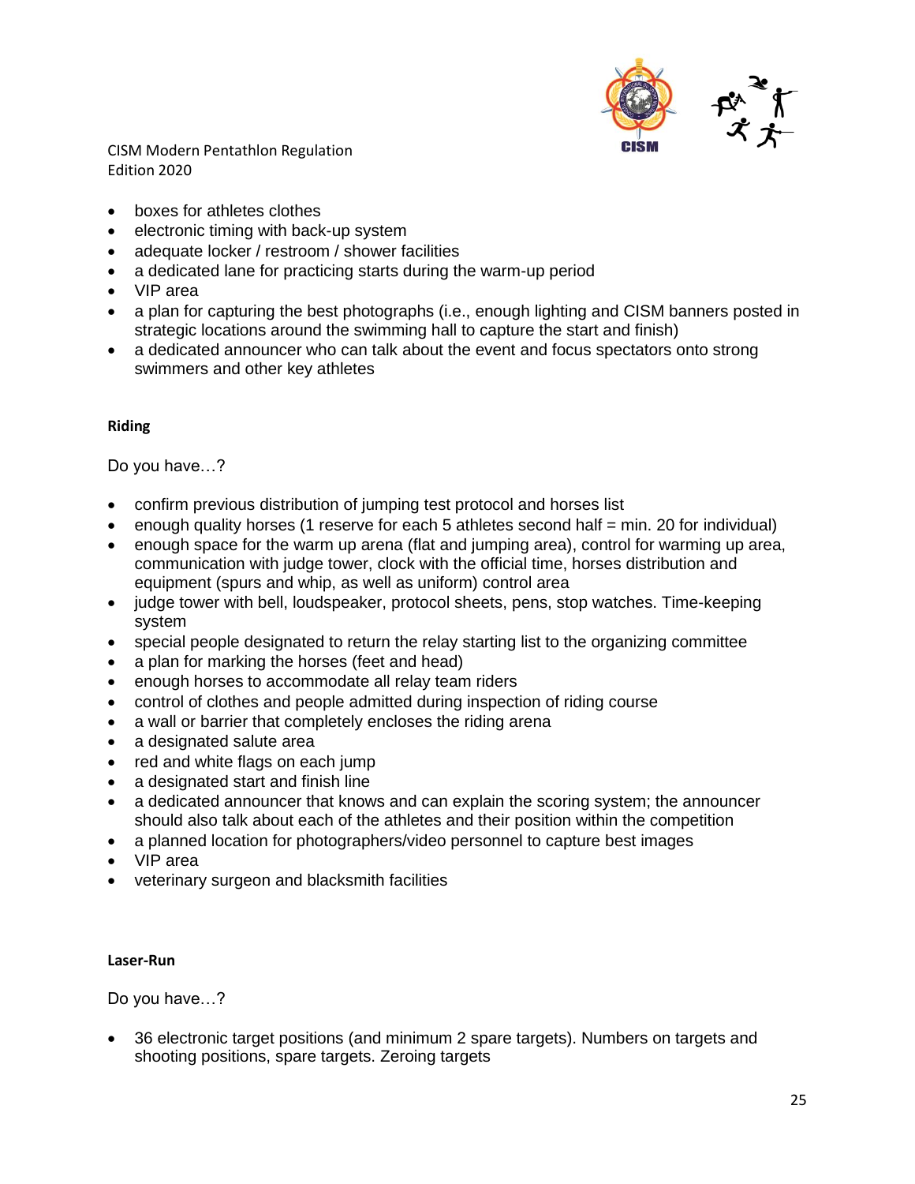- boxes for athletes clothes
- electronic timing with back-up system
- adequate locker / restroom / shower facilities
- a dedicated lane for practicing starts during the warm-up period
- VIP area
- a plan for capturing the best photographs (i.e., enough lighting and CISM banners posted in strategic locations around the swimming hall to capture the start and finish)
- a dedicated announcer who can talk about the event and focus spectators onto strong swimmers and other key athletes

**Riding**

Do you have…?

- confirm previous distribution of jumping test protocol and horses list
- enough quality horses (1 reserve for each 5 athletes second half = min. 20 for individual)
- enough space for the warm up arena (flat and jumping area), control for warming up area, communication with judge tower, clock with the official time, horses distribution and equipment (spurs and whip, as well as uniform) control area
- judge tower with bell, loudspeaker, protocol sheets, pens, stop watches. Time-keeping system
- special people designated to return the relay starting list to the organizing committee
- a plan for marking the horses (feet and head)
- enough horses to accommodate all relay team riders
- control of clothes and people admitted during inspection of riding course
- a wall or barrier that completely encloses the riding arena
- a designated salute area
- red and white flags on each jump
- a designated start and finish line
- a dedicated announcer that knows and can explain the scoring system; the announcer should also talk about each of the athletes and their position within the competition
- a planned location for photographers/video personnel to capture best images
- VIP area
- veterinary surgeon and blacksmith facilities

**Laser-Run**

Do you have…?

- 36 electronic target positions (and minimum 2 spare targets). Numbers on targets and shooting positions, spare targets. Zeroing targets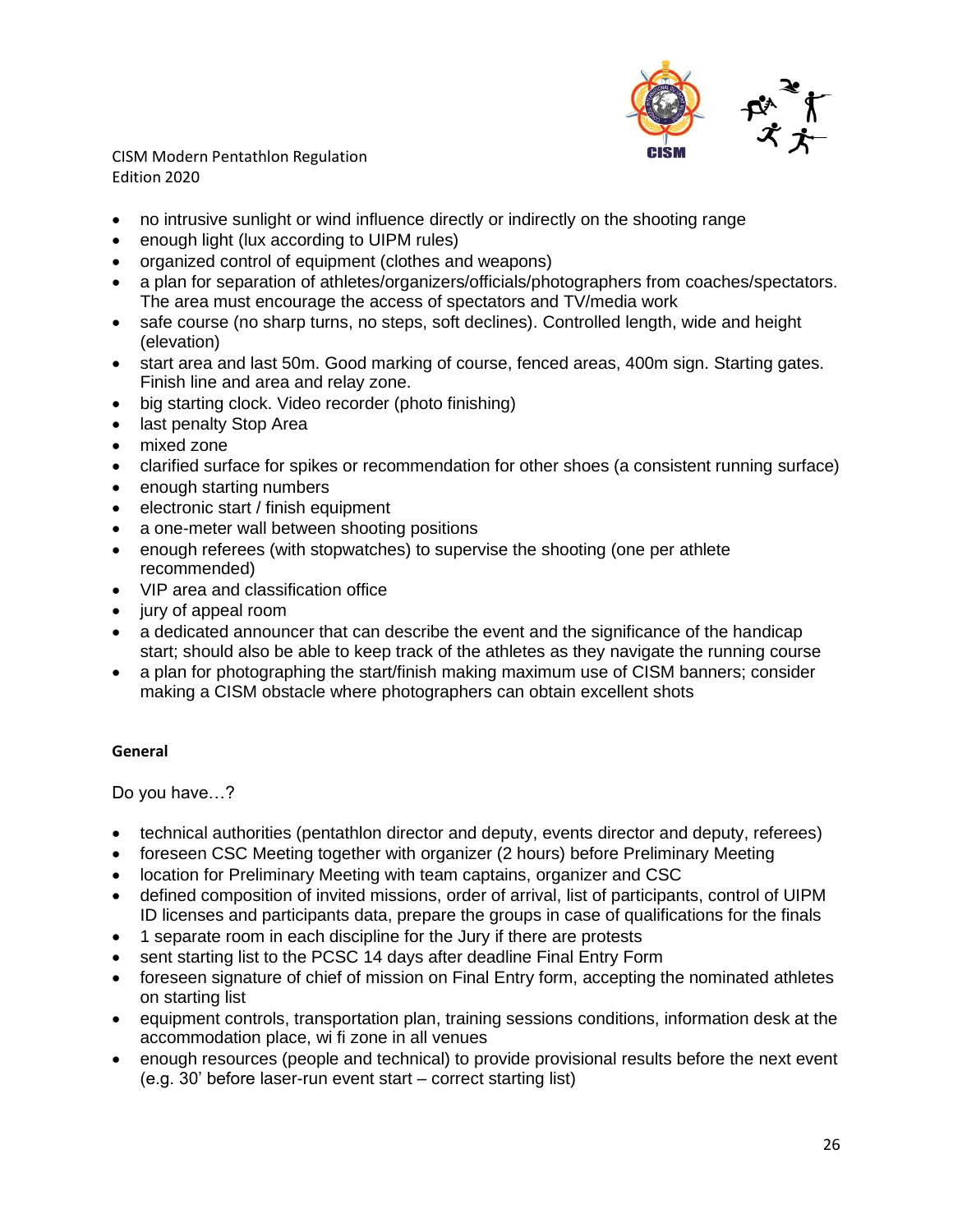- no intrusive sunlight or wind influence directly or indirectly on the shooting range
- enough light (lux according to UIPM rules)
- organized control of equipment (clothes and weapons)
- a plan for separation of athletes/organizers/officials/photographers from coaches/spectators. The area must encourage the access of spectators and TV/media work
- safe course (no sharp turns, no steps, soft declines). Controlled length, wide and height (elevation)
- start area and last 50m. Good marking of course, fenced areas, 400m sign. Starting gates. Finish line and area and relay zone.
- big starting clock. Video recorder (photo finishing)
- last penalty Stop Area
- mixed zone
- clarified surface for spikes or recommendation for other shoes (a consistent running surface)
- enough starting numbers
- electronic start / finish equipment
- a one-meter wall between shooting positions
- enough referees (with stopwatches) to supervise the shooting (one per athlete recommended)
- VIP area and classification office
- jury of appeal room
- a dedicated announcer that can describe the event and the significance of the handicap start; should also be able to keep track of the athletes as they navigate the running course
- a plan for photographing the start/finish making maximum use of CISM banners; consider making a CISM obstacle where photographers can obtain excellent shots

**General**

Do you have…?

- technical authorities (pentathlon director and deputy, events director and deputy, referees)
- foreseen CSC Meeting together with organizer (2 hours) before Preliminary Meeting
- location for Preliminary Meeting with team captains, organizer and CSC
- defined composition of invited missions, order of arrival, list of participants, control of UIPM ID licenses and participants data, prepare the groups in case of qualifications for the finals
- 1 separate room in each discipline for the Jury if there are protests
- sent starting list to the PCSC 14 days after deadline Final Entry Form
- foreseen signature of chief of mission on Final Entry form, accepting the nominated athletes on starting list
- equipment controls, transportation plan, training sessions conditions, information desk at the accommodation place, wi fi zone in all venues
- enough resources (people and technical) to provide provisional results before the next event (e.g. 30' before laser-run event start – correct starting list)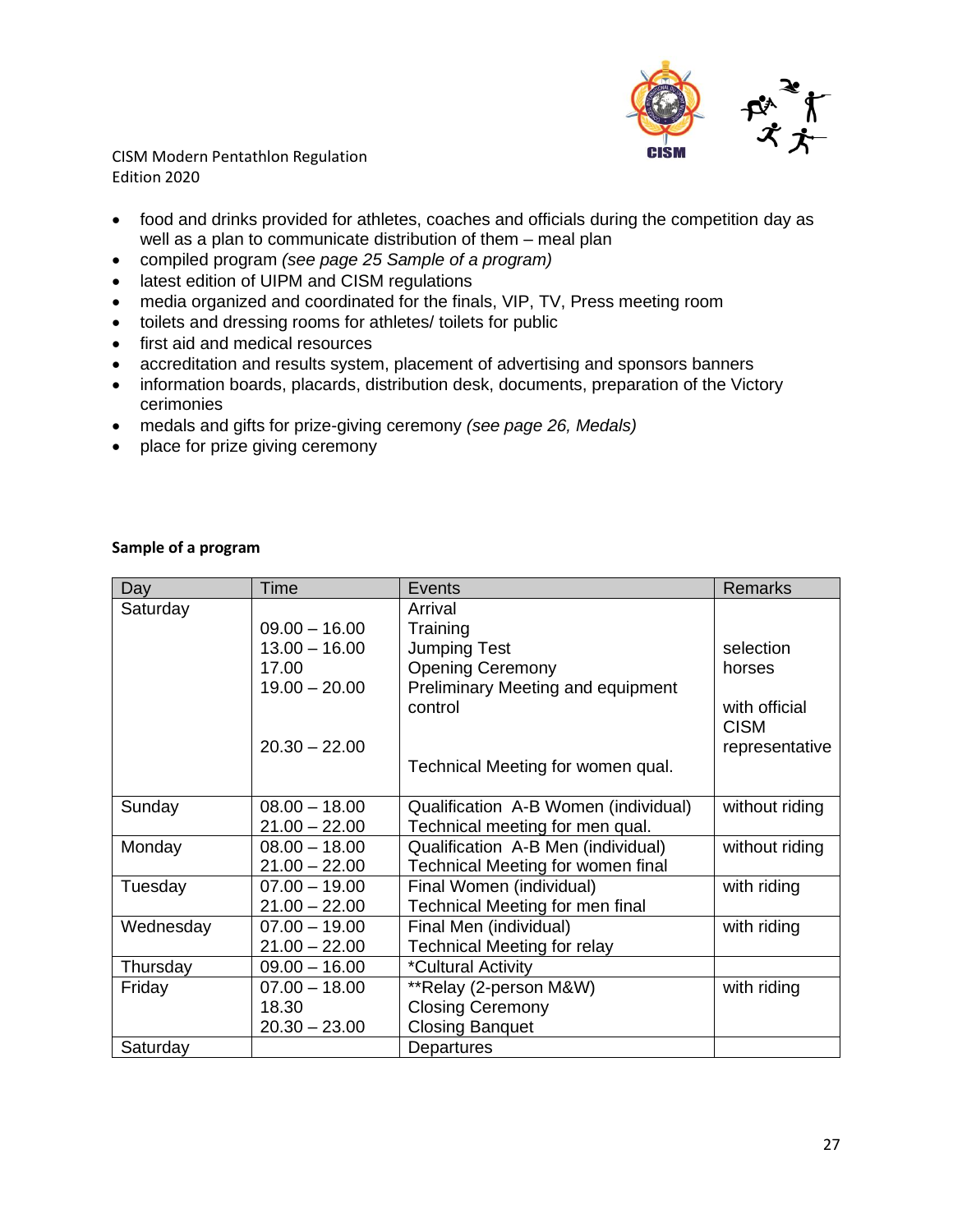- food and drinks provided for athletes, coaches and officials during the competition day as well as a plan to communicate distribution of them – meal plan
- compiled program *(see page 25 Sample of a program)*
- latest edition of UIPM and CISM regulations
- media organized and coordinated for the finals, VIP, TV, Press meeting room
- toilets and dressing rooms for athletes/ toilets for public
- first aid and medical resources
- accreditation and results system, placement of advertising and sponsors banners
- information boards, placards, distribution desk, documents, preparation of the Victory cerimonies
- medals and gifts for prize-giving ceremony *(see page 26, Medals)*
- place for prize giving ceremony

**Sample of a program**

| Day | Time | Events | Remarks |
|---|---|---|---|
| Saturday | | Arrival | |
| | 09.00 – 16.00 | Training | |
| | 13.00 – 16.00 | Jumping Test | selection horses |
| | 17.00 | Opening Ceremony | |
| | 19.00 – 20.00 | Preliminary Meeting and equipment control | with official CISM representative |
| | 20.30 – 22.00 | Technical Meeting for women qual. | |
| Sunday | 08.00 – 18.00 | Qualification A-B Women (individual) | without riding |
| | 21.00 – 22.00 | Technical meeting for men qual. | |
| Monday | 08.00 – 18.00 | Qualification A-B Men (individual) | without riding |
| | 21.00 – 22.00 | Technical Meeting for women final | |
| Tuesday | 07.00 – 19.00 | Final Women (individual) | with riding |
| | 21.00 – 22.00 | Technical Meeting for men final | |
| Wednesday | 07.00 – 19.00 | Final Men (individual) | with riding |
| | 21.00 – 22.00 | Technical Meeting for relay | |
| Thursday | 09.00 – 16.00 | *Cultural Activity | |
| Friday | 07.00 – 18.00 | **Relay (2-person M&W) | with riding |
| | 18.30 | Closing Ceremony | |
| | 20.30 – 23.00 | Closing Banquet | |
| Saturday | | Departures | |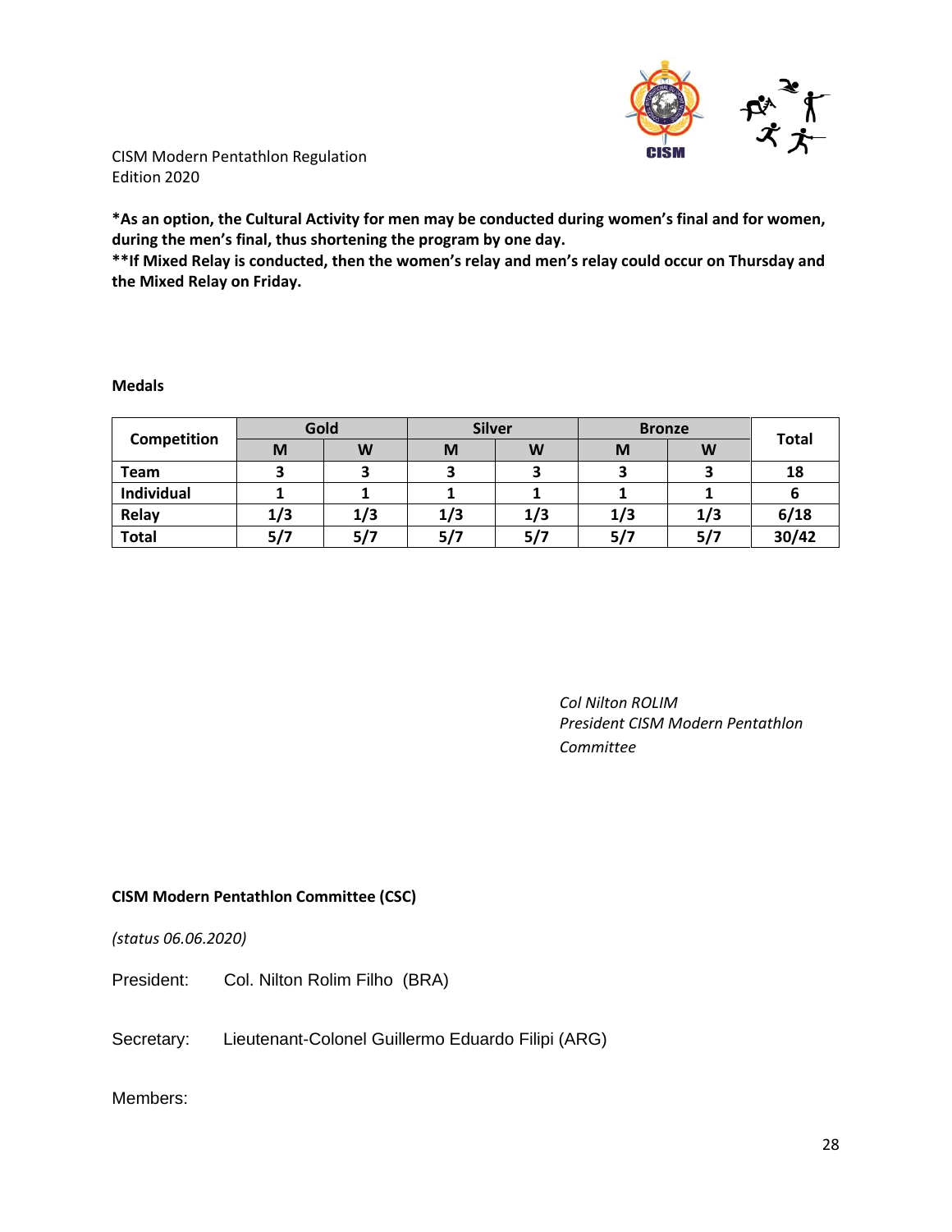*As an option, the Cultural Activity for men may be conducted during women's final and for women, during the men's final, thus shortening the program by one day.**

**If Mixed Relay is conducted, then the women's relay and men's relay could occur on Thursday and the Mixed Relay on Friday.**

**Medals**

| Competition | Gold | | Silver | | Bronze | | Total |
|---|---|---|---|---|---|---|---|
| | M | W | M | W | M | W | |
| **Team** | **3** | **3** | **3** | **3** | **3** | **3** | **18** |
| **Individual** | **1** | **1** | **1** | **1** | **1** | **1** | **6** |
| **Relay** | **1/3** | **1/3** | **1/3** | **1/3** | **1/3** | **1/3** | **6/18** |
| **Total** | **5/7** | **5/7** | **5/7** | **5/7** | **5/7** | **5/7** | **30/42** |

*Col Nilton ROLIM*
*President CISM Modern Pentathlon Committee*

**CISM Modern Pentathlon Committee (CSC)**

*(status 06.06.2020)*

President: Col. Nilton Rolim Filho (BRA)

Secretary: Lieutenant-Colonel Guillermo Eduardo Filipi (ARG)

Members: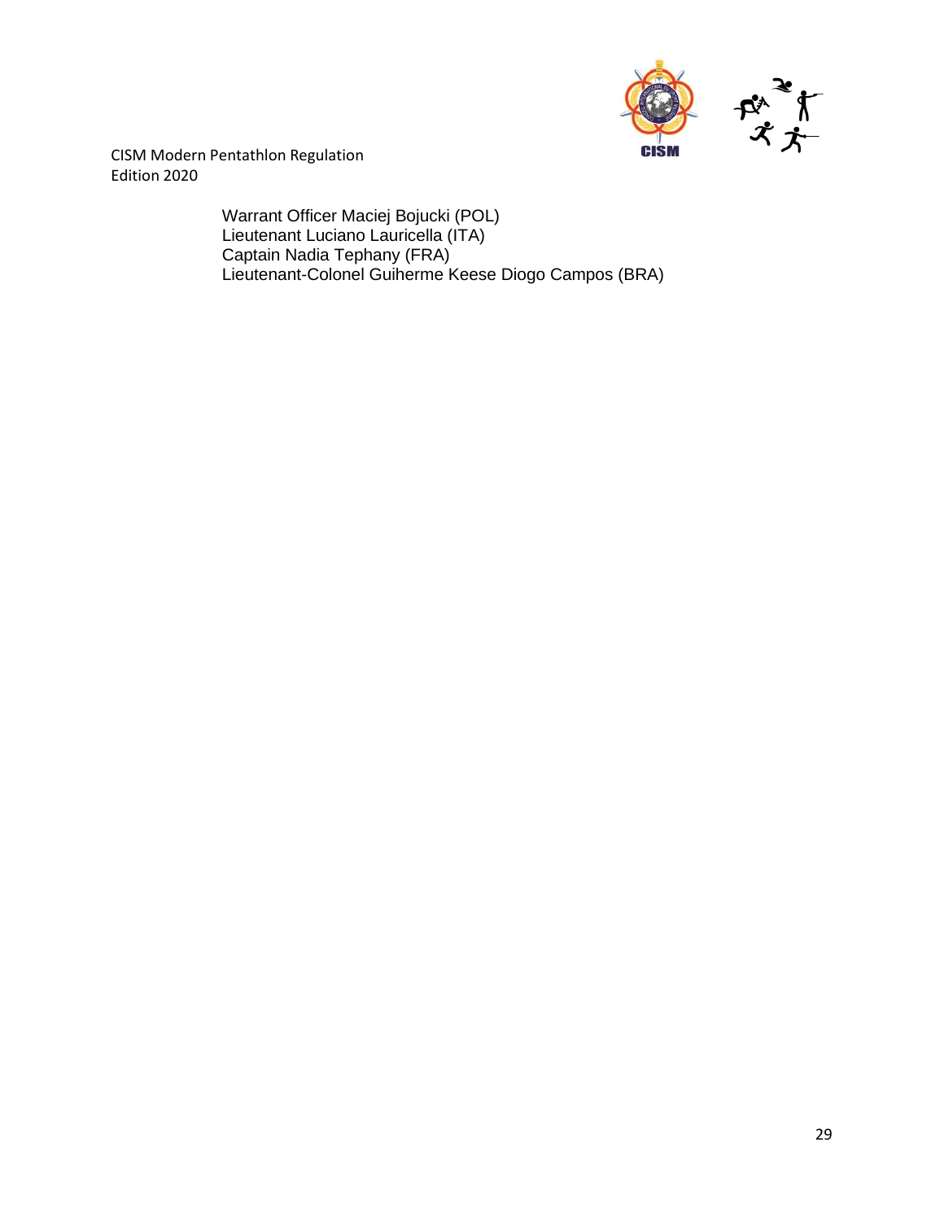Warrant Officer Maciej Bojucki (POL)
Lieutenant Luciano Lauricella (ITA)
Captain Nadia Tephany (FRA)
Lieutenant-Colonel Guiherme Keese Diogo Campos (BRA)